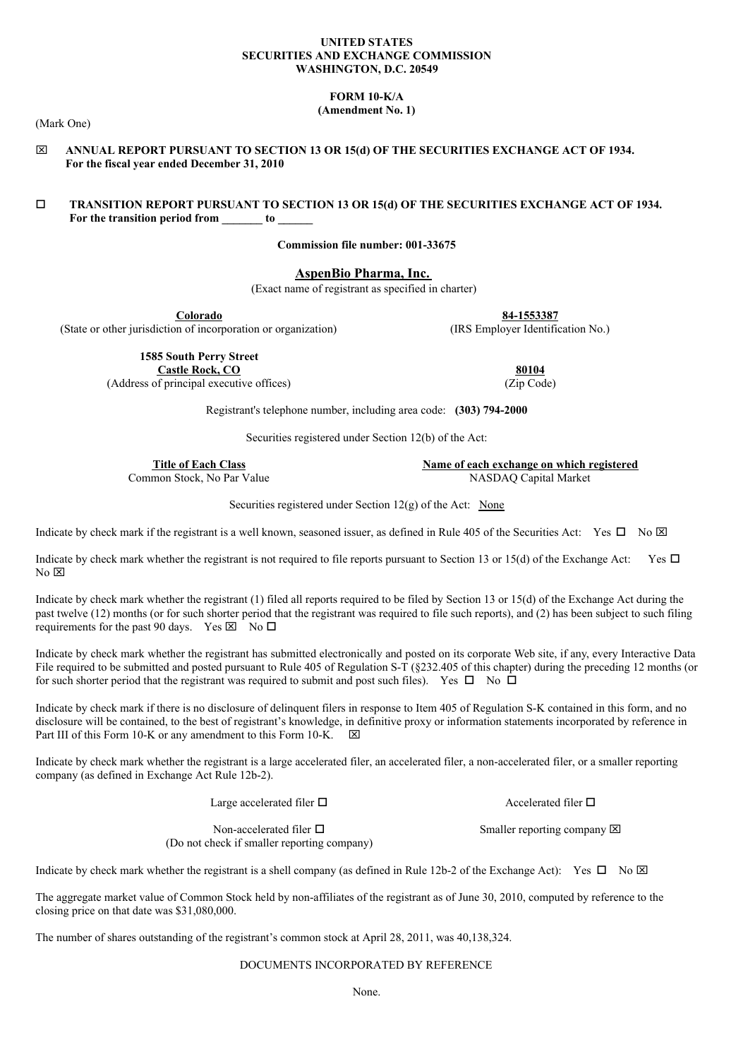**UNITED STATES**
**SECURITIES AND EXCHANGE COMMISSION**
**WASHINGTON, D.C. 20549**

**FORM 10-K/A**
**(Amendment No. 1)**

(Mark One)

☒ **ANNUAL REPORT PURSUANT TO SECTION 13 OR 15(d) OF THE SECURITIES EXCHANGE ACT OF 1934. For the fiscal year ended December 31, 2010**

☐ **TRANSITION REPORT PURSUANT TO SECTION 13 OR 15(d) OF THE SECURITIES EXCHANGE ACT OF 1934. For the transition period from _______ to ______**

**Commission file number: 001-33675**

**AspenBio Pharma, Inc.**
(Exact name of registrant as specified in charter)

| **Colorado** | **84-1553387** |
|---|---|
| (State or other jurisdiction of incorporation or organization) | (IRS Employer Identification No.) |
| **1585 South Perry Street Castle Rock, CO** | **80104** |
| (Address of principal executive offices) | (Zip Code) |

Registrant's telephone number, including area code: **(303) 794-2000**

Securities registered under Section 12(b) of the Act:

| **Title of Each Class** | **Name of each exchange on which registered** |
|---|---|
| Common Stock, No Par Value | NASDAQ Capital Market |

Securities registered under Section 12(g) of the Act: None

Indicate by check mark if the registrant is a well known, seasoned issuer, as defined in Rule 405 of the Securities Act: Yes ☐ No ☒

Indicate by check mark whether the registrant is not required to file reports pursuant to Section 13 or 15(d) of the Exchange Act: Yes ☐ No ☒

Indicate by check mark whether the registrant (1) filed all reports required to be filed by Section 13 or 15(d) of the Exchange Act during the past twelve (12) months (or for such shorter period that the registrant was required to file such reports), and (2) has been subject to such filing requirements for the past 90 days. Yes ☒ No ☐

Indicate by check mark whether the registrant has submitted electronically and posted on its corporate Web site, if any, every Interactive Data File required to be submitted and posted pursuant to Rule 405 of Regulation S-T (§232.405 of this chapter) during the preceding 12 months (or for such shorter period that the registrant was required to submit and post such files). Yes ☐ No ☐

Indicate by check mark if there is no disclosure of delinquent filers in response to Item 405 of Regulation S-K contained in this form, and no disclosure will be contained, to the best of registrant's knowledge, in definitive proxy or information statements incorporated by reference in Part III of this Form 10-K or any amendment to this Form 10-K. ☒

Indicate by check mark whether the registrant is a large accelerated filer, an accelerated filer, a non-accelerated filer, or a smaller reporting company (as defined in Exchange Act Rule 12b-2).

| | |
|---|---|
| Large accelerated filer ☐ | Accelerated filer ☐ |
| Non-accelerated filer ☐ (Do not check if smaller reporting company) | Smaller reporting company ☒ |

Indicate by check mark whether the registrant is a shell company (as defined in Rule 12b-2 of the Exchange Act): Yes ☐ No ☒

The aggregate market value of Common Stock held by non-affiliates of the registrant as of June 30, 2010, computed by reference to the closing price on that date was $31,080,000.

The number of shares outstanding of the registrant's common stock at April 28, 2011, was 40,138,324.

DOCUMENTS INCORPORATED BY REFERENCE

None.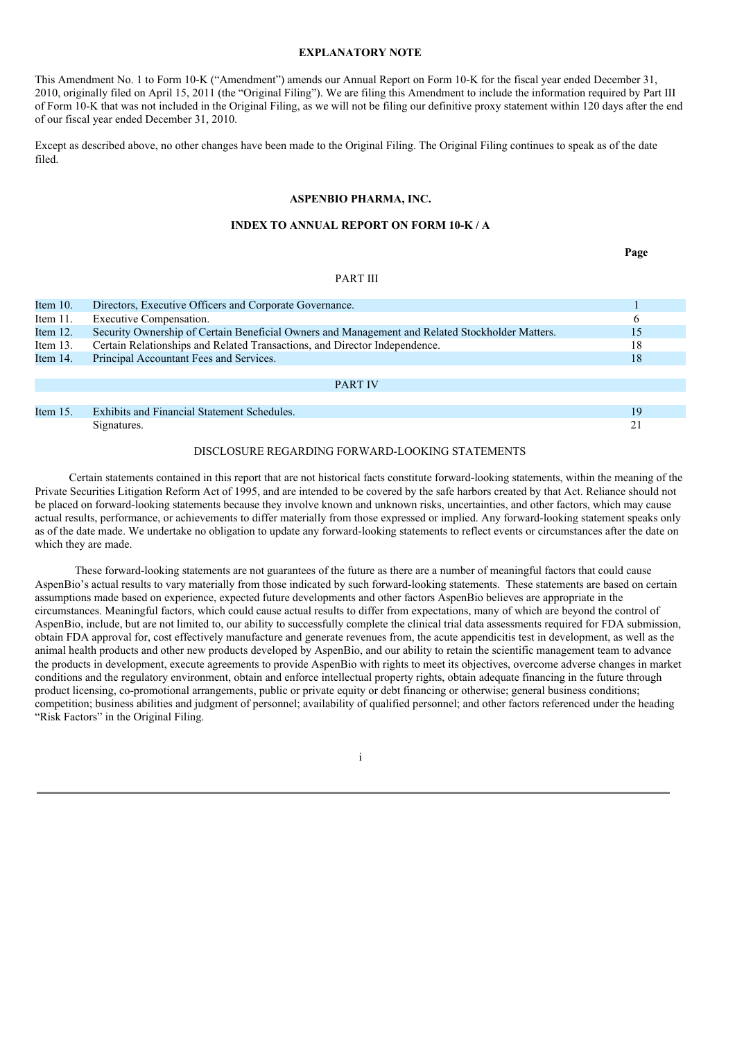## EXPLANATORY NOTE

This Amendment No. 1 to Form 10-K ("Amendment") amends our Annual Report on Form 10-K for the fiscal year ended December 31, 2010, originally filed on April 15, 2011 (the "Original Filing"). We are filing this Amendment to include the information required by Part III of Form 10-K that was not included in the Original Filing, as we will not be filing our definitive proxy statement within 120 days after the end of our fiscal year ended December 31, 2010.

Except as described above, no other changes have been made to the Original Filing. The Original Filing continues to speak as of the date filed.

## ASPENBIO PHARMA, INC.

## INDEX TO ANNUAL REPORT ON FORM 10-K / A

| | | Page |
|---|---|---|
| | PART III | |
| Item 10. | Directors, Executive Officers and Corporate Governance. | 1 |
| Item 11. | Executive Compensation. | 6 |
| Item 12. | Security Ownership of Certain Beneficial Owners and Management and Related Stockholder Matters. | 15 |
| Item 13. | Certain Relationships and Related Transactions, and Director Independence. | 18 |
| Item 14. | Principal Accountant Fees and Services. | 18 |
| | PART IV | |
| Item 15. | Exhibits and Financial Statement Schedules. | 19 |
| | Signatures. | 21 |

## DISCLOSURE REGARDING FORWARD-LOOKING STATEMENTS

Certain statements contained in this report that are not historical facts constitute forward-looking statements, within the meaning of the Private Securities Litigation Reform Act of 1995, and are intended to be covered by the safe harbors created by that Act. Reliance should not be placed on forward-looking statements because they involve known and unknown risks, uncertainties, and other factors, which may cause actual results, performance, or achievements to differ materially from those expressed or implied. Any forward-looking statement speaks only as of the date made. We undertake no obligation to update any forward-looking statements to reflect events or circumstances after the date on which they are made.

These forward-looking statements are not guarantees of the future as there are a number of meaningful factors that could cause AspenBio's actual results to vary materially from those indicated by such forward-looking statements. These statements are based on certain assumptions made based on experience, expected future developments and other factors AspenBio believes are appropriate in the circumstances. Meaningful factors, which could cause actual results to differ from expectations, many of which are beyond the control of AspenBio, include, but are not limited to, our ability to successfully complete the clinical trial data assessments required for FDA submission, obtain FDA approval for, cost effectively manufacture and generate revenues from, the acute appendicitis test in development, as well as the animal health products and other new products developed by AspenBio, and our ability to retain the scientific management team to advance the products in development, execute agreements to provide AspenBio with rights to meet its objectives, overcome adverse changes in market conditions and the regulatory environment, obtain and enforce intellectual property rights, obtain adequate financing in the future through product licensing, co-promotional arrangements, public or private equity or debt financing or otherwise; general business conditions; competition; business abilities and judgment of personnel; availability of qualified personnel; and other factors referenced under the heading "Risk Factors" in the Original Filing.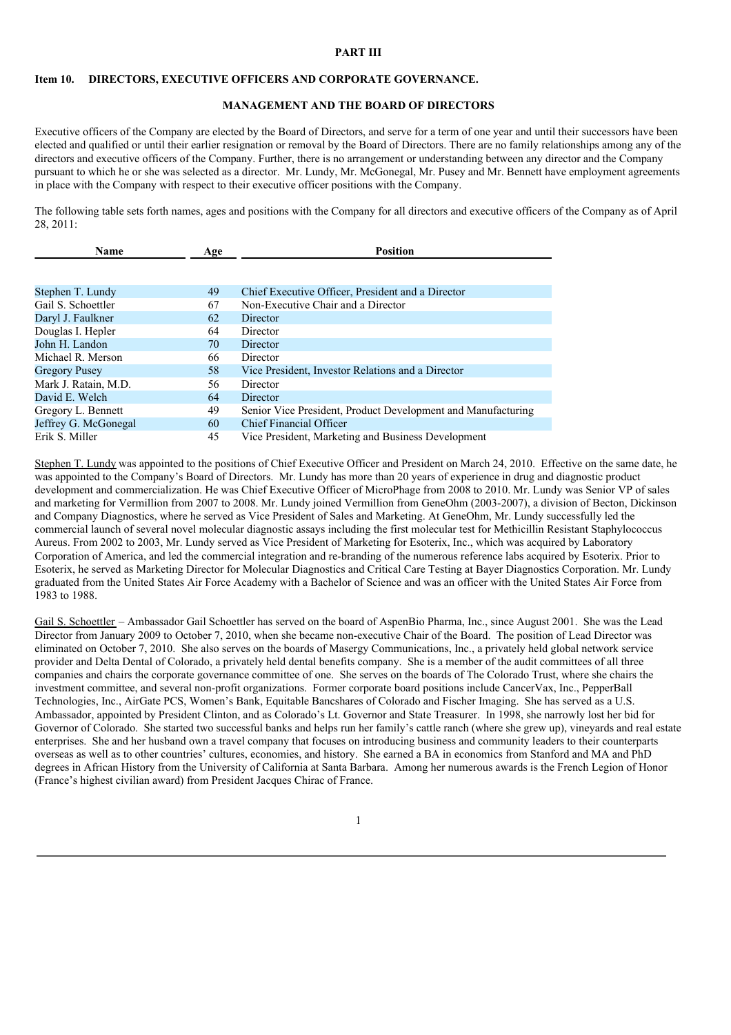**PART III**

## Item 10. DIRECTORS, EXECUTIVE OFFICERS AND CORPORATE GOVERNANCE.

### MANAGEMENT AND THE BOARD OF DIRECTORS

Executive officers of the Company are elected by the Board of Directors, and serve for a term of one year and until their successors have been elected and qualified or until their earlier resignation or removal by the Board of Directors. There are no family relationships among any of the directors and executive officers of the Company. Further, there is no arrangement or understanding between any director and the Company pursuant to which he or she was selected as a director. Mr. Lundy, Mr. McGonegal, Mr. Pusey and Mr. Bennett have employment agreements in place with the Company with respect to their executive officer positions with the Company.

The following table sets forth names, ages and positions with the Company for all directors and executive officers of the Company as of April 28, 2011:

| Name | Age | Position |
|---|---|---|
| Stephen T. Lundy | 49 | Chief Executive Officer, President and a Director |
| Gail S. Schoettler | 67 | Non-Executive Chair and a Director |
| Daryl J. Faulkner | 62 | Director |
| Douglas I. Hepler | 64 | Director |
| John H. Landon | 70 | Director |
| Michael R. Merson | 66 | Director |
| Gregory Pusey | 58 | Vice President, Investor Relations and a Director |
| Mark J. Ratain, M.D. | 56 | Director |
| David E. Welch | 64 | Director |
| Gregory L. Bennett | 49 | Senior Vice President, Product Development and Manufacturing |
| Jeffrey G. McGonegal | 60 | Chief Financial Officer |
| Erik S. Miller | 45 | Vice President, Marketing and Business Development |

Stephen T. Lundy was appointed to the positions of Chief Executive Officer and President on March 24, 2010. Effective on the same date, he was appointed to the Company's Board of Directors. Mr. Lundy has more than 20 years of experience in drug and diagnostic product development and commercialization. He was Chief Executive Officer of MicroPhage from 2008 to 2010. Mr. Lundy was Senior VP of sales and marketing for Vermillion from 2007 to 2008. Mr. Lundy joined Vermillion from GeneOhm (2003-2007), a division of Becton, Dickinson and Company Diagnostics, where he served as Vice President of Sales and Marketing. At GeneOhm, Mr. Lundy successfully led the commercial launch of several novel molecular diagnostic assays including the first molecular test for Methicillin Resistant Staphylococcus Aureus. From 2002 to 2003, Mr. Lundy served as Vice President of Marketing for Esoterix, Inc., which was acquired by Laboratory Corporation of America, and led the commercial integration and re-branding of the numerous reference labs acquired by Esoterix. Prior to Esoterix, he served as Marketing Director for Molecular Diagnostics and Critical Care Testing at Bayer Diagnostics Corporation. Mr. Lundy graduated from the United States Air Force Academy with a Bachelor of Science and was an officer with the United States Air Force from 1983 to 1988.

Gail S. Schoettler – Ambassador Gail Schoettler has served on the board of AspenBio Pharma, Inc., since August 2001. She was the Lead Director from January 2009 to October 7, 2010, when she became non-executive Chair of the Board. The position of Lead Director was eliminated on October 7, 2010. She also serves on the boards of Masergy Communications, Inc., a privately held global network service provider and Delta Dental of Colorado, a privately held dental benefits company. She is a member of the audit committees of all three companies and chairs the corporate governance committee of one. She serves on the boards of The Colorado Trust, where she chairs the investment committee, and several non-profit organizations. Former corporate board positions include CancerVax, Inc., PepperBall Technologies, Inc., AirGate PCS, Women's Bank, Equitable Bancshares of Colorado and Fischer Imaging. She has served as a U.S. Ambassador, appointed by President Clinton, and as Colorado's Lt. Governor and State Treasurer. In 1998, she narrowly lost her bid for Governor of Colorado. She started two successful banks and helps run her family's cattle ranch (where she grew up), vineyards and real estate enterprises. She and her husband own a travel company that focuses on introducing business and community leaders to their counterparts overseas as well as to other countries' cultures, economies, and history. She earned a BA in economics from Stanford and MA and PhD degrees in African History from the University of California at Santa Barbara. Among her numerous awards is the French Legion of Honor (France's highest civilian award) from President Jacques Chirac of France.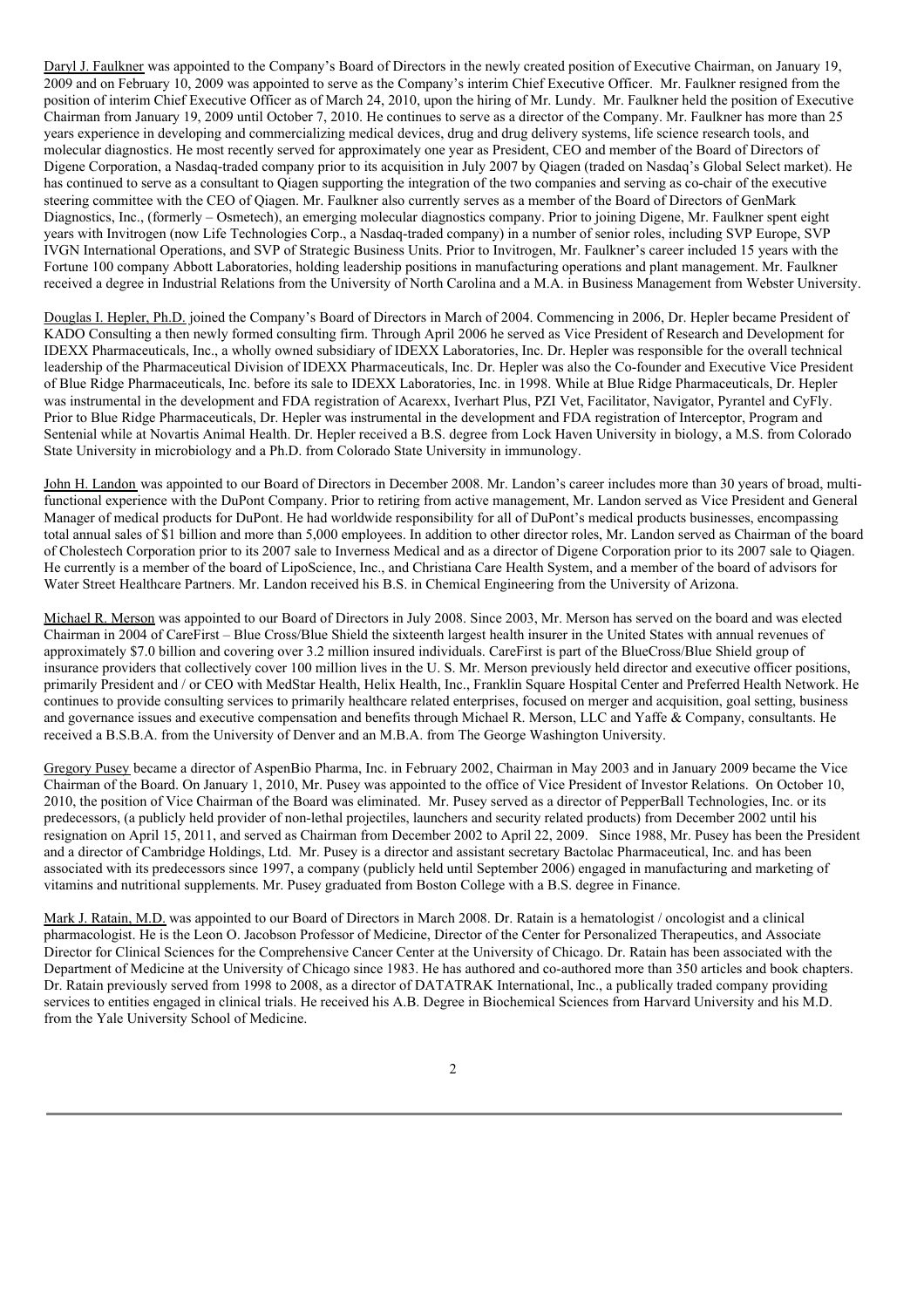Daryl J. Faulkner was appointed to the Company's Board of Directors in the newly created position of Executive Chairman, on January 19, 2009 and on February 10, 2009 was appointed to serve as the Company's interim Chief Executive Officer. Mr. Faulkner resigned from the position of interim Chief Executive Officer as of March 24, 2010, upon the hiring of Mr. Lundy. Mr. Faulkner held the position of Executive Chairman from January 19, 2009 until October 7, 2010. He continues to serve as a director of the Company. Mr. Faulkner has more than 25 years experience in developing and commercializing medical devices, drug and drug delivery systems, life science research tools, and molecular diagnostics. He most recently served for approximately one year as President, CEO and member of the Board of Directors of Digene Corporation, a Nasdaq-traded company prior to its acquisition in July 2007 by Qiagen (traded on Nasdaq's Global Select market). He has continued to serve as a consultant to Qiagen supporting the integration of the two companies and serving as co-chair of the executive steering committee with the CEO of Qiagen. Mr. Faulkner also currently serves as a member of the Board of Directors of GenMark Diagnostics, Inc., (formerly – Osmetech), an emerging molecular diagnostics company. Prior to joining Digene, Mr. Faulkner spent eight years with Invitrogen (now Life Technologies Corp., a Nasdaq-traded company) in a number of senior roles, including SVP Europe, SVP IVGN International Operations, and SVP of Strategic Business Units. Prior to Invitrogen, Mr. Faulkner's career included 15 years with the Fortune 100 company Abbott Laboratories, holding leadership positions in manufacturing operations and plant management. Mr. Faulkner received a degree in Industrial Relations from the University of North Carolina and a M.A. in Business Management from Webster University.

Douglas I. Hepler, Ph.D. joined the Company's Board of Directors in March of 2004. Commencing in 2006, Dr. Hepler became President of KADO Consulting a then newly formed consulting firm. Through April 2006 he served as Vice President of Research and Development for IDEXX Pharmaceuticals, Inc., a wholly owned subsidiary of IDEXX Laboratories, Inc. Dr. Hepler was responsible for the overall technical leadership of the Pharmaceutical Division of IDEXX Pharmaceuticals, Inc. Dr. Hepler was also the Co-founder and Executive Vice President of Blue Ridge Pharmaceuticals, Inc. before its sale to IDEXX Laboratories, Inc. in 1998. While at Blue Ridge Pharmaceuticals, Dr. Hepler was instrumental in the development and FDA registration of Acarexx, Iverhart Plus, PZI Vet, Facilitator, Navigator, Pyrantel and CyFly. Prior to Blue Ridge Pharmaceuticals, Dr. Hepler was instrumental in the development and FDA registration of Interceptor, Program and Sentenial while at Novartis Animal Health. Dr. Hepler received a B.S. degree from Lock Haven University in biology, a M.S. from Colorado State University in microbiology and a Ph.D. from Colorado State University in immunology.

John H. Landon was appointed to our Board of Directors in December 2008. Mr. Landon's career includes more than 30 years of broad, multi-functional experience with the DuPont Company. Prior to retiring from active management, Mr. Landon served as Vice President and General Manager of medical products for DuPont. He had worldwide responsibility for all of DuPont's medical products businesses, encompassing total annual sales of $1 billion and more than 5,000 employees. In addition to other director roles, Mr. Landon served as Chairman of the board of Cholestech Corporation prior to its 2007 sale to Inverness Medical and as a director of Digene Corporation prior to its 2007 sale to Qiagen. He currently is a member of the board of LipoScience, Inc., and Christiana Care Health System, and a member of the board of advisors for Water Street Healthcare Partners. Mr. Landon received his B.S. in Chemical Engineering from the University of Arizona.

Michael R. Merson was appointed to our Board of Directors in July 2008. Since 2003, Mr. Merson has served on the board and was elected Chairman in 2004 of CareFirst – Blue Cross/Blue Shield the sixteenth largest health insurer in the United States with annual revenues of approximately $7.0 billion and covering over 3.2 million insured individuals. CareFirst is part of the BlueCross/Blue Shield group of insurance providers that collectively cover 100 million lives in the U. S. Mr. Merson previously held director and executive officer positions, primarily President and / or CEO with MedStar Health, Helix Health, Inc., Franklin Square Hospital Center and Preferred Health Network. He continues to provide consulting services to primarily healthcare related enterprises, focused on merger and acquisition, goal setting, business and governance issues and executive compensation and benefits through Michael R. Merson, LLC and Yaffe & Company, consultants. He received a B.S.B.A. from the University of Denver and an M.B.A. from The George Washington University.

Gregory Pusey became a director of AspenBio Pharma, Inc. in February 2002, Chairman in May 2003 and in January 2009 became the Vice Chairman of the Board. On January 1, 2010, Mr. Pusey was appointed to the office of Vice President of Investor Relations. On October 10, 2010, the position of Vice Chairman of the Board was eliminated. Mr. Pusey served as a director of PepperBall Technologies, Inc. or its predecessors, (a publicly held provider of non-lethal projectiles, launchers and security related products) from December 2002 until his resignation on April 15, 2011, and served as Chairman from December 2002 to April 22, 2009. Since 1988, Mr. Pusey has been the President and a director of Cambridge Holdings, Ltd. Mr. Pusey is a director and assistant secretary Bactolac Pharmaceutical, Inc. and has been associated with its predecessors since 1997, a company (publicly held until September 2006) engaged in manufacturing and marketing of vitamins and nutritional supplements. Mr. Pusey graduated from Boston College with a B.S. degree in Finance.

Mark J. Ratain, M.D. was appointed to our Board of Directors in March 2008. Dr. Ratain is a hematologist / oncologist and a clinical pharmacologist. He is the Leon O. Jacobson Professor of Medicine, Director of the Center for Personalized Therapeutics, and Associate Director for Clinical Sciences for the Comprehensive Cancer Center at the University of Chicago. Dr. Ratain has been associated with the Department of Medicine at the University of Chicago since 1983. He has authored and co-authored more than 350 articles and book chapters. Dr. Ratain previously served from 1998 to 2008, as a director of DATATRAK International, Inc., a publically traded company providing services to entities engaged in clinical trials. He received his A.B. Degree in Biochemical Sciences from Harvard University and his M.D. from the Yale University School of Medicine.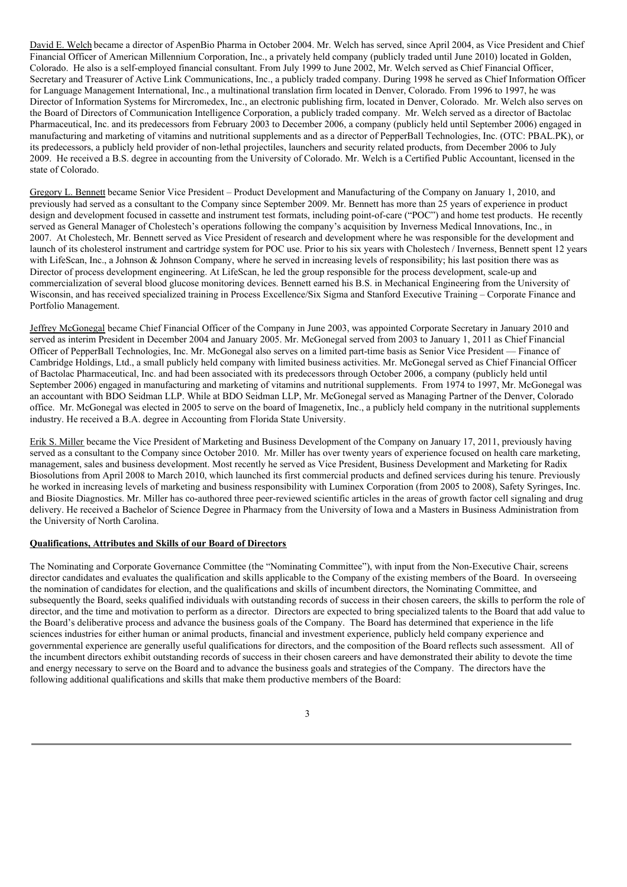<u>David E. Welch</u> became a director of AspenBio Pharma in October 2004. Mr. Welch has served, since April 2004, as Vice President and Chief Financial Officer of American Millennium Corporation, Inc., a privately held company (publicly traded until June 2010) located in Golden, Colorado. He also is a self-employed financial consultant. From July 1999 to June 2002, Mr. Welch served as Chief Financial Officer, Secretary and Treasurer of Active Link Communications, Inc., a publicly traded company. During 1998 he served as Chief Information Officer for Language Management International, Inc., a multinational translation firm located in Denver, Colorado. From 1996 to 1997, he was Director of Information Systems for Mircromedex, Inc., an electronic publishing firm, located in Denver, Colorado. Mr. Welch also serves on the Board of Directors of Communication Intelligence Corporation, a publicly traded company. Mr. Welch served as a director of Bactolac Pharmaceutical, Inc. and its predecessors from February 2003 to December 2006, a company (publicly held until September 2006) engaged in manufacturing and marketing of vitamins and nutritional supplements and as a director of PepperBall Technologies, Inc. (OTC: PBAL.PK), or its predecessors, a publicly held provider of non-lethal projectiles, launchers and security related products, from December 2006 to July 2009. He received a B.S. degree in accounting from the University of Colorado. Mr. Welch is a Certified Public Accountant, licensed in the state of Colorado.

<u>Gregory L. Bennett</u> became Senior Vice President – Product Development and Manufacturing of the Company on January 1, 2010, and previously had served as a consultant to the Company since September 2009. Mr. Bennett has more than 25 years of experience in product design and development focused in cassette and instrument test formats, including point-of-care ("POC") and home test products. He recently served as General Manager of Cholestech's operations following the company's acquisition by Inverness Medical Innovations, Inc., in 2007. At Cholestech, Mr. Bennett served as Vice President of research and development where he was responsible for the development and launch of its cholesterol instrument and cartridge system for POC use. Prior to his six years with Cholestech / Inverness, Bennett spent 12 years with LifeScan, Inc., a Johnson & Johnson Company, where he served in increasing levels of responsibility; his last position there was as Director of process development engineering. At LifeScan, he led the group responsible for the process development, scale-up and commercialization of several blood glucose monitoring devices. Bennett earned his B.S. in Mechanical Engineering from the University of Wisconsin, and has received specialized training in Process Excellence/Six Sigma and Stanford Executive Training – Corporate Finance and Portfolio Management.

<u>Jeffrey McGonegal</u> became Chief Financial Officer of the Company in June 2003, was appointed Corporate Secretary in January 2010 and served as interim President in December 2004 and January 2005. Mr. McGonegal served from 2003 to January 1, 2011 as Chief Financial Officer of PepperBall Technologies, Inc. Mr. McGonegal also serves on a limited part-time basis as Senior Vice President — Finance of Cambridge Holdings, Ltd., a small publicly held company with limited business activities. Mr. McGonegal served as Chief Financial Officer of Bactolac Pharmaceutical, Inc. and had been associated with its predecessors through October 2006, a company (publicly held until September 2006) engaged in manufacturing and marketing of vitamins and nutritional supplements. From 1974 to 1997, Mr. McGonegal was an accountant with BDO Seidman LLP. While at BDO Seidman LLP, Mr. McGonegal served as Managing Partner of the Denver, Colorado office. Mr. McGonegal was elected in 2005 to serve on the board of Imagenetix, Inc., a publicly held company in the nutritional supplements industry. He received a B.A. degree in Accounting from Florida State University.

<u>Erik S. Miller</u> became the Vice President of Marketing and Business Development of the Company on January 17, 2011, previously having served as a consultant to the Company since October 2010. Mr. Miller has over twenty years of experience focused on health care marketing, management, sales and business development. Most recently he served as Vice President, Business Development and Marketing for Radix Biosolutions from April 2008 to March 2010, which launched its first commercial products and defined services during his tenure. Previously he worked in increasing levels of marketing and business responsibility with Luminex Corporation (from 2005 to 2008), Safety Syringes, Inc. and Biosite Diagnostics. Mr. Miller has co-authored three peer-reviewed scientific articles in the areas of growth factor cell signaling and drug delivery. He received a Bachelor of Science Degree in Pharmacy from the University of Iowa and a Masters in Business Administration from the University of North Carolina.

**<u>Qualifications, Attributes and Skills of our Board of Directors</u>**

The Nominating and Corporate Governance Committee (the "Nominating Committee"), with input from the Non-Executive Chair, screens director candidates and evaluates the qualification and skills applicable to the Company of the existing members of the Board. In overseeing the nomination of candidates for election, and the qualifications and skills of incumbent directors, the Nominating Committee, and subsequently the Board, seeks qualified individuals with outstanding records of success in their chosen careers, the skills to perform the role of director, and the time and motivation to perform as a director. Directors are expected to bring specialized talents to the Board that add value to the Board's deliberative process and advance the business goals of the Company. The Board has determined that experience in the life sciences industries for either human or animal products, financial and investment experience, publicly held company experience and governmental experience are generally useful qualifications for directors, and the composition of the Board reflects such assessment. All of the incumbent directors exhibit outstanding records of success in their chosen careers and have demonstrated their ability to devote the time and energy necessary to serve on the Board and to advance the business goals and strategies of the Company. The directors have the following additional qualifications and skills that make them productive members of the Board: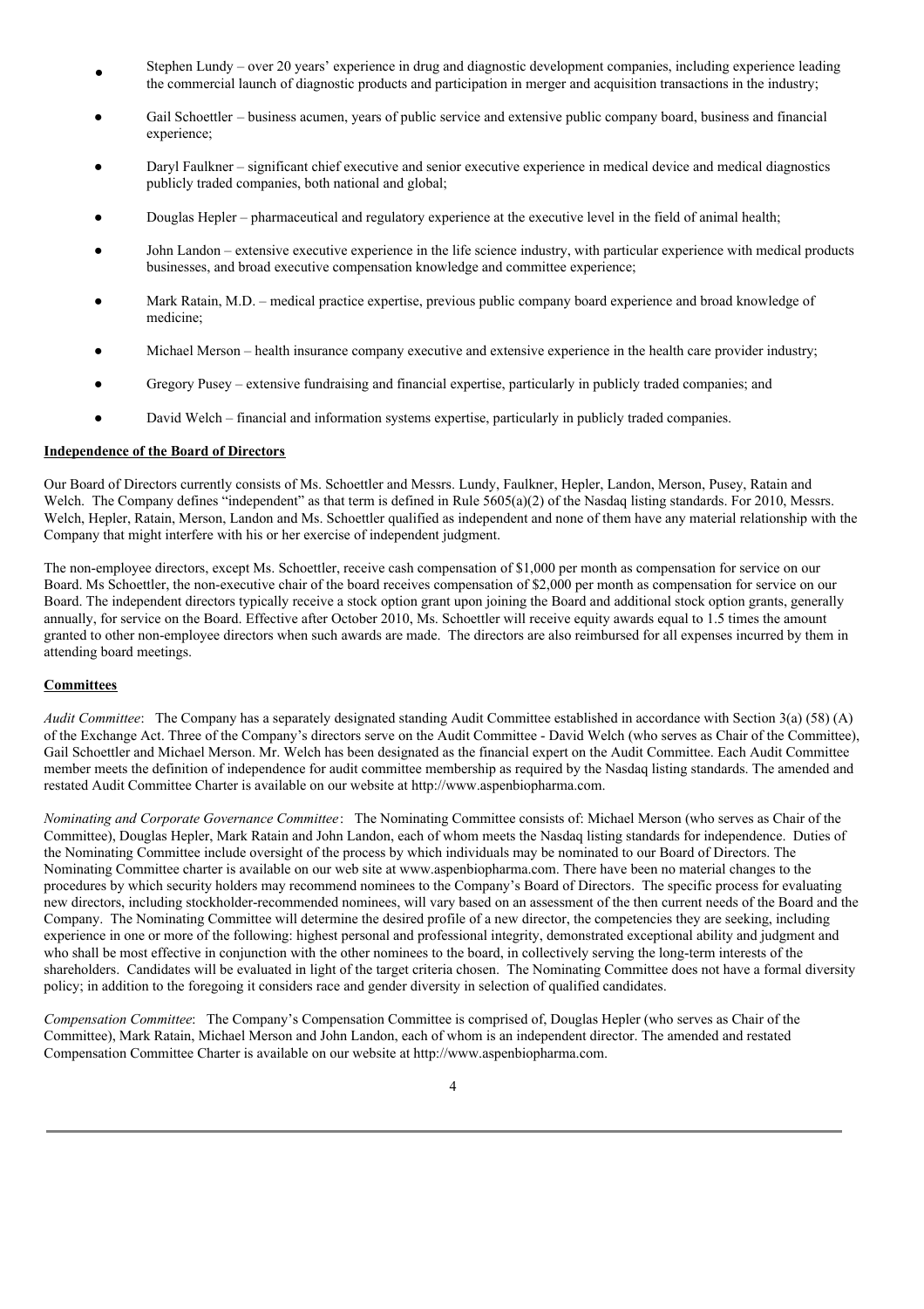- Stephen Lundy – over 20 years' experience in drug and diagnostic development companies, including experience leading the commercial launch of diagnostic products and participation in merger and acquisition transactions in the industry;
- Gail Schoettler – business acumen, years of public service and extensive public company board, business and financial experience;
- Daryl Faulkner – significant chief executive and senior executive experience in medical device and medical diagnostics publicly traded companies, both national and global;
- Douglas Hepler – pharmaceutical and regulatory experience at the executive level in the field of animal health;
- John Landon – extensive executive experience in the life science industry, with particular experience with medical products businesses, and broad executive compensation knowledge and committee experience;
- Mark Ratain, M.D. – medical practice expertise, previous public company board experience and broad knowledge of medicine;
- Michael Merson – health insurance company executive and extensive experience in the health care provider industry;
- Gregory Pusey – extensive fundraising and financial expertise, particularly in publicly traded companies; and
- David Welch – financial and information systems expertise, particularly in publicly traded companies.

**Independence of the Board of Directors**

Our Board of Directors currently consists of Ms. Schoettler and Messrs. Lundy, Faulkner, Hepler, Landon, Merson, Pusey, Ratain and Welch. The Company defines "independent" as that term is defined in Rule 5605(a)(2) of the Nasdaq listing standards. For 2010, Messrs. Welch, Hepler, Ratain, Merson, Landon and Ms. Schoettler qualified as independent and none of them have any material relationship with the Company that might interfere with his or her exercise of independent judgment.

The non-employee directors, except Ms. Schoettler, receive cash compensation of $1,000 per month as compensation for service on our Board. Ms Schoettler, the non-executive chair of the board receives compensation of $2,000 per month as compensation for service on our Board. The independent directors typically receive a stock option grant upon joining the Board and additional stock option grants, generally annually, for service on the Board. Effective after October 2010, Ms. Schoettler will receive equity awards equal to 1.5 times the amount granted to other non-employee directors when such awards are made. The directors are also reimbursed for all expenses incurred by them in attending board meetings.

**Committees**

*Audit Committee*: The Company has a separately designated standing Audit Committee established in accordance with Section 3(a) (58) (A) of the Exchange Act. Three of the Company's directors serve on the Audit Committee - David Welch (who serves as Chair of the Committee), Gail Schoettler and Michael Merson. Mr. Welch has been designated as the financial expert on the Audit Committee. Each Audit Committee member meets the definition of independence for audit committee membership as required by the Nasdaq listing standards. The amended and restated Audit Committee Charter is available on our website at http://www.aspenbiopharma.com.

*Nominating and Corporate Governance Committee*: The Nominating Committee consists of: Michael Merson (who serves as Chair of the Committee), Douglas Hepler, Mark Ratain and John Landon, each of whom meets the Nasdaq listing standards for independence. Duties of the Nominating Committee include oversight of the process by which individuals may be nominated to our Board of Directors. The Nominating Committee charter is available on our web site at www.aspenbiopharma.com. There have been no material changes to the procedures by which security holders may recommend nominees to the Company's Board of Directors. The specific process for evaluating new directors, including stockholder-recommended nominees, will vary based on an assessment of the then current needs of the Board and the Company. The Nominating Committee will determine the desired profile of a new director, the competencies they are seeking, including experience in one or more of the following: highest personal and professional integrity, demonstrated exceptional ability and judgment and who shall be most effective in conjunction with the other nominees to the board, in collectively serving the long-term interests of the shareholders. Candidates will be evaluated in light of the target criteria chosen. The Nominating Committee does not have a formal diversity policy; in addition to the foregoing it considers race and gender diversity in selection of qualified candidates.

*Compensation Committee*: The Company's Compensation Committee is comprised of, Douglas Hepler (who serves as Chair of the Committee), Mark Ratain, Michael Merson and John Landon, each of whom is an independent director. The amended and restated Compensation Committee Charter is available on our website at http://www.aspenbiopharma.com.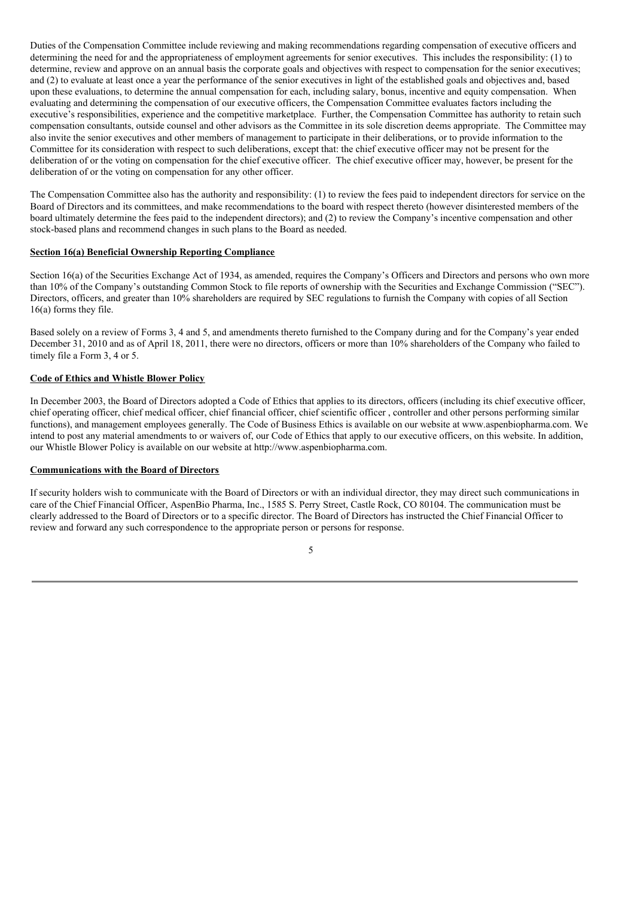Duties of the Compensation Committee include reviewing and making recommendations regarding compensation of executive officers and determining the need for and the appropriateness of employment agreements for senior executives. This includes the responsibility: (1) to determine, review and approve on an annual basis the corporate goals and objectives with respect to compensation for the senior executives; and (2) to evaluate at least once a year the performance of the senior executives in light of the established goals and objectives and, based upon these evaluations, to determine the annual compensation for each, including salary, bonus, incentive and equity compensation. When evaluating and determining the compensation of our executive officers, the Compensation Committee evaluates factors including the executive's responsibilities, experience and the competitive marketplace. Further, the Compensation Committee has authority to retain such compensation consultants, outside counsel and other advisors as the Committee in its sole discretion deems appropriate. The Committee may also invite the senior executives and other members of management to participate in their deliberations, or to provide information to the Committee for its consideration with respect to such deliberations, except that: the chief executive officer may not be present for the deliberation of or the voting on compensation for the chief executive officer. The chief executive officer may, however, be present for the deliberation of or the voting on compensation for any other officer.

The Compensation Committee also has the authority and responsibility: (1) to review the fees paid to independent directors for service on the Board of Directors and its committees, and make recommendations to the board with respect thereto (however disinterested members of the board ultimately determine the fees paid to the independent directors); and (2) to review the Company's incentive compensation and other stock-based plans and recommend changes in such plans to the Board as needed.

**Section 16(a) Beneficial Ownership Reporting Compliance**

Section 16(a) of the Securities Exchange Act of 1934, as amended, requires the Company's Officers and Directors and persons who own more than 10% of the Company's outstanding Common Stock to file reports of ownership with the Securities and Exchange Commission ("SEC"). Directors, officers, and greater than 10% shareholders are required by SEC regulations to furnish the Company with copies of all Section 16(a) forms they file.

Based solely on a review of Forms 3, 4 and 5, and amendments thereto furnished to the Company during and for the Company's year ended December 31, 2010 and as of April 18, 2011, there were no directors, officers or more than 10% shareholders of the Company who failed to timely file a Form 3, 4 or 5.

**Code of Ethics and Whistle Blower Policy**

In December 2003, the Board of Directors adopted a Code of Ethics that applies to its directors, officers (including its chief executive officer, chief operating officer, chief medical officer, chief financial officer, chief scientific officer , controller and other persons performing similar functions), and management employees generally. The Code of Business Ethics is available on our website at www.aspenbiopharma.com. We intend to post any material amendments to or waivers of, our Code of Ethics that apply to our executive officers, on this website. In addition, our Whistle Blower Policy is available on our website at http://www.aspenbiopharma.com.

**Communications with the Board of Directors**

If security holders wish to communicate with the Board of Directors or with an individual director, they may direct such communications in care of the Chief Financial Officer, AspenBio Pharma, Inc., 1585 S. Perry Street, Castle Rock, CO 80104. The communication must be clearly addressed to the Board of Directors or to a specific director. The Board of Directors has instructed the Chief Financial Officer to review and forward any such correspondence to the appropriate person or persons for response.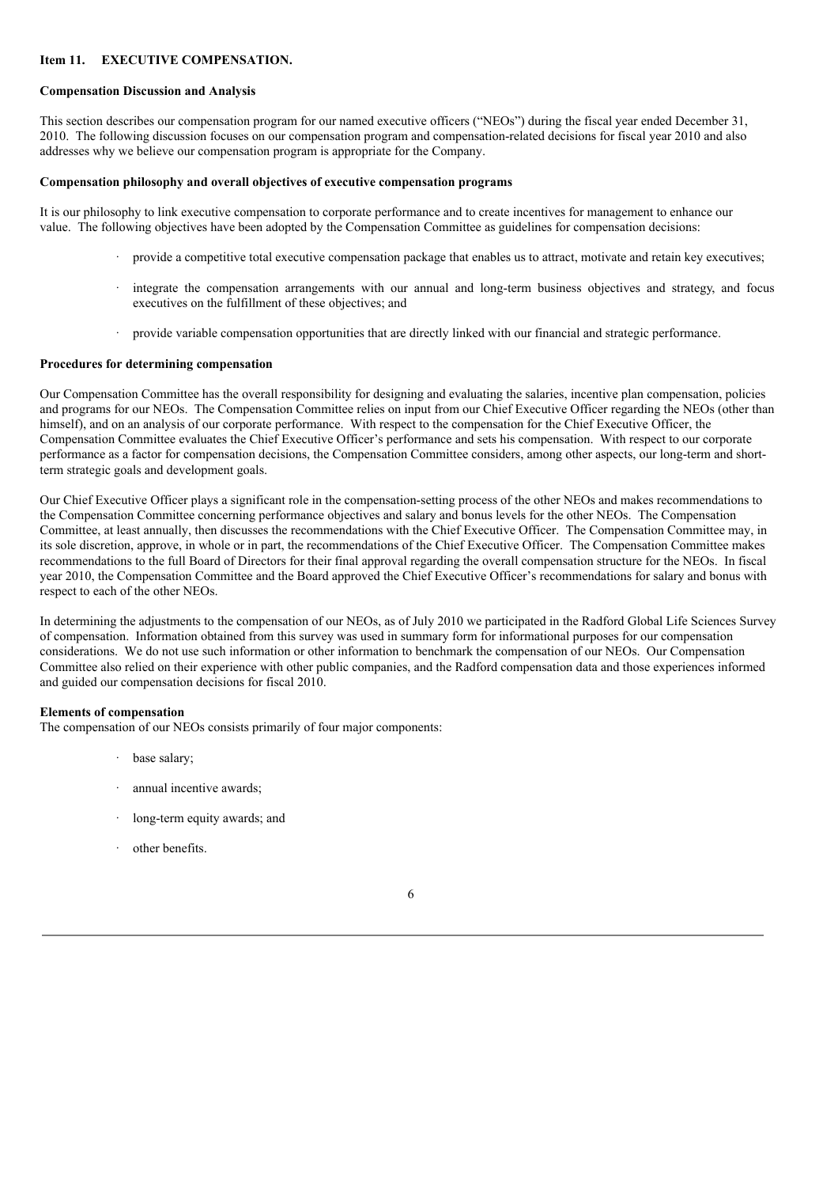## Item 11. EXECUTIVE COMPENSATION.

### Compensation Discussion and Analysis

This section describes our compensation program for our named executive officers ("NEOs") during the fiscal year ended December 31, 2010. The following discussion focuses on our compensation program and compensation-related decisions for fiscal year 2010 and also addresses why we believe our compensation program is appropriate for the Company.

### Compensation philosophy and overall objectives of executive compensation programs

It is our philosophy to link executive compensation to corporate performance and to create incentives for management to enhance our value. The following objectives have been adopted by the Compensation Committee as guidelines for compensation decisions:

- provide a competitive total executive compensation package that enables us to attract, motivate and retain key executives;
- integrate the compensation arrangements with our annual and long-term business objectives and strategy, and focus executives on the fulfillment of these objectives; and
- provide variable compensation opportunities that are directly linked with our financial and strategic performance.

### Procedures for determining compensation

Our Compensation Committee has the overall responsibility for designing and evaluating the salaries, incentive plan compensation, policies and programs for our NEOs. The Compensation Committee relies on input from our Chief Executive Officer regarding the NEOs (other than himself), and on an analysis of our corporate performance. With respect to the compensation for the Chief Executive Officer, the Compensation Committee evaluates the Chief Executive Officer's performance and sets his compensation. With respect to our corporate performance as a factor for compensation decisions, the Compensation Committee considers, among other aspects, our long-term and short-term strategic goals and development goals.

Our Chief Executive Officer plays a significant role in the compensation-setting process of the other NEOs and makes recommendations to the Compensation Committee concerning performance objectives and salary and bonus levels for the other NEOs. The Compensation Committee, at least annually, then discusses the recommendations with the Chief Executive Officer. The Compensation Committee may, in its sole discretion, approve, in whole or in part, the recommendations of the Chief Executive Officer. The Compensation Committee makes recommendations to the full Board of Directors for their final approval regarding the overall compensation structure for the NEOs. In fiscal year 2010, the Compensation Committee and the Board approved the Chief Executive Officer's recommendations for salary and bonus with respect to each of the other NEOs.

In determining the adjustments to the compensation of our NEOs, as of July 2010 we participated in the Radford Global Life Sciences Survey of compensation. Information obtained from this survey was used in summary form for informational purposes for our compensation considerations. We do not use such information or other information to benchmark the compensation of our NEOs. Our Compensation Committee also relied on their experience with other public companies, and the Radford compensation data and those experiences informed and guided our compensation decisions for fiscal 2010.

### Elements of compensation

The compensation of our NEOs consists primarily of four major components:

- base salary;
- annual incentive awards;
- long-term equity awards; and
- other benefits.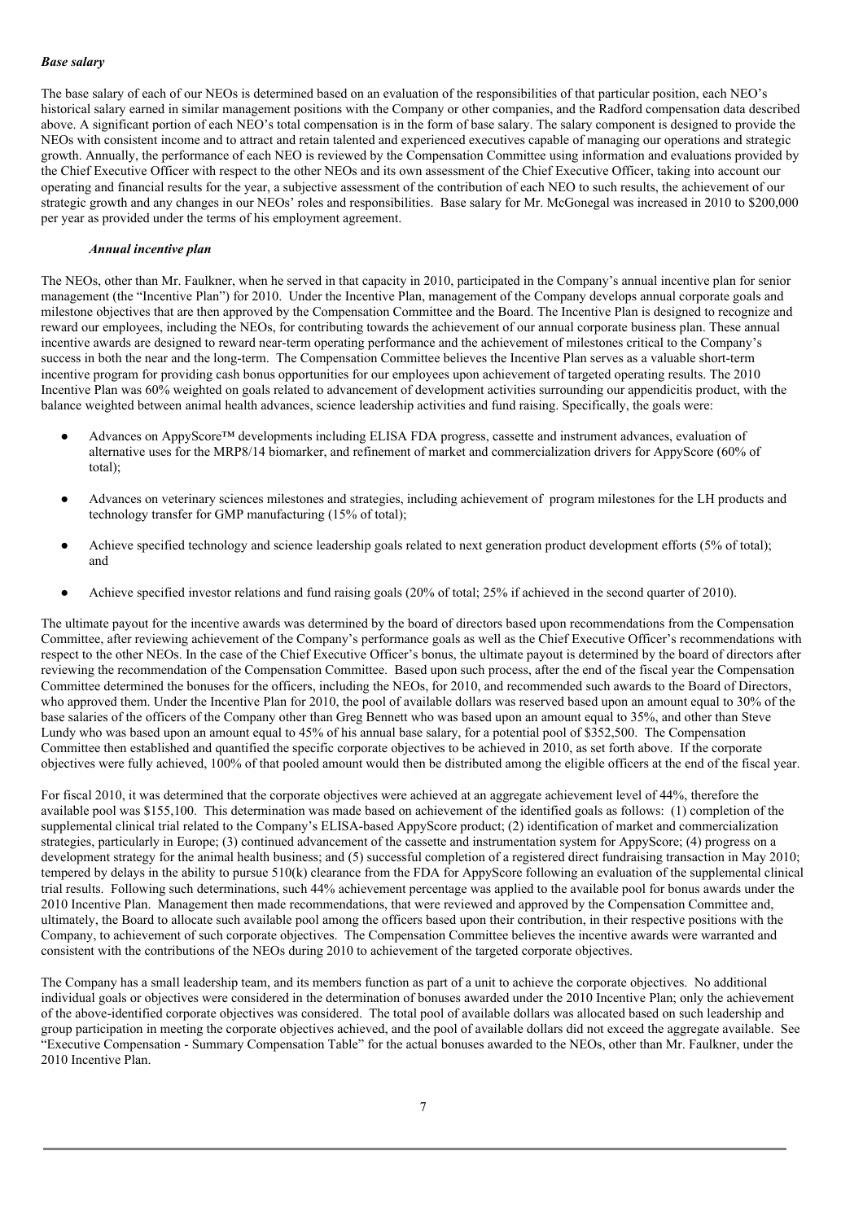***Base salary***

The base salary of each of our NEOs is determined based on an evaluation of the responsibilities of that particular position, each NEO's historical salary earned in similar management positions with the Company or other companies, and the Radford compensation data described above. A significant portion of each NEO's total compensation is in the form of base salary. The salary component is designed to provide the NEOs with consistent income and to attract and retain talented and experienced executives capable of managing our operations and strategic growth. Annually, the performance of each NEO is reviewed by the Compensation Committee using information and evaluations provided by the Chief Executive Officer with respect to the other NEOs and its own assessment of the Chief Executive Officer, taking into account our operating and financial results for the year, a subjective assessment of the contribution of each NEO to such results, the achievement of our strategic growth and any changes in our NEOs' roles and responsibilities. Base salary for Mr. McGonegal was increased in 2010 to $200,000 per year as provided under the terms of his employment agreement.

***Annual incentive plan***

The NEOs, other than Mr. Faulkner, when he served in that capacity in 2010, participated in the Company's annual incentive plan for senior management (the "Incentive Plan") for 2010. Under the Incentive Plan, management of the Company develops annual corporate goals and milestone objectives that are then approved by the Compensation Committee and the Board. The Incentive Plan is designed to recognize and reward our employees, including the NEOs, for contributing towards the achievement of our annual corporate business plan. These annual incentive awards are designed to reward near-term operating performance and the achievement of milestones critical to the Company's success in both the near and the long-term. The Compensation Committee believes the Incentive Plan serves as a valuable short-term incentive program for providing cash bonus opportunities for our employees upon achievement of targeted operating results. The 2010 Incentive Plan was 60% weighted on goals related to advancement of development activities surrounding our appendicitis product, with the balance weighted between animal health advances, science leadership activities and fund raising. Specifically, the goals were:

- Advances on AppyScore™ developments including ELISA FDA progress, cassette and instrument advances, evaluation of alternative uses for the MRP8/14 biomarker, and refinement of market and commercialization drivers for AppyScore (60% of total);
- Advances on veterinary sciences milestones and strategies, including achievement of program milestones for the LH products and technology transfer for GMP manufacturing (15% of total);
- Achieve specified technology and science leadership goals related to next generation product development efforts (5% of total); and
- Achieve specified investor relations and fund raising goals (20% of total; 25% if achieved in the second quarter of 2010).

The ultimate payout for the incentive awards was determined by the board of directors based upon recommendations from the Compensation Committee, after reviewing achievement of the Company's performance goals as well as the Chief Executive Officer's recommendations with respect to the other NEOs. In the case of the Chief Executive Officer's bonus, the ultimate payout is determined by the board of directors after reviewing the recommendation of the Compensation Committee. Based upon such process, after the end of the fiscal year the Compensation Committee determined the bonuses for the officers, including the NEOs, for 2010, and recommended such awards to the Board of Directors, who approved them. Under the Incentive Plan for 2010, the pool of available dollars was reserved based upon an amount equal to 30% of the base salaries of the officers of the Company other than Greg Bennett who was based upon an amount equal to 35%, and other than Steve Lundy who was based upon an amount equal to 45% of his annual base salary, for a potential pool of $352,500. The Compensation Committee then established and quantified the specific corporate objectives to be achieved in 2010, as set forth above. If the corporate objectives were fully achieved, 100% of that pooled amount would then be distributed among the eligible officers at the end of the fiscal year.

For fiscal 2010, it was determined that the corporate objectives were achieved at an aggregate achievement level of 44%, therefore the available pool was $155,100. This determination was made based on achievement of the identified goals as follows: (1) completion of the supplemental clinical trial related to the Company's ELISA-based AppyScore product; (2) identification of market and commercialization strategies, particularly in Europe; (3) continued advancement of the cassette and instrumentation system for AppyScore; (4) progress on a development strategy for the animal health business; and (5) successful completion of a registered direct fundraising transaction in May 2010; tempered by delays in the ability to pursue 510(k) clearance from the FDA for AppyScore following an evaluation of the supplemental clinical trial results. Following such determinations, such 44% achievement percentage was applied to the available pool for bonus awards under the 2010 Incentive Plan. Management then made recommendations, that were reviewed and approved by the Compensation Committee and, ultimately, the Board to allocate such available pool among the officers based upon their contribution, in their respective positions with the Company, to achievement of such corporate objectives. The Compensation Committee believes the incentive awards were warranted and consistent with the contributions of the NEOs during 2010 to achievement of the targeted corporate objectives.

The Company has a small leadership team, and its members function as part of a unit to achieve the corporate objectives. No additional individual goals or objectives were considered in the determination of bonuses awarded under the 2010 Incentive Plan; only the achievement of the above-identified corporate objectives was considered. The total pool of available dollars was allocated based on such leadership and group participation in meeting the corporate objectives achieved, and the pool of available dollars did not exceed the aggregate available. See "Executive Compensation - Summary Compensation Table" for the actual bonuses awarded to the NEOs, other than Mr. Faulkner, under the 2010 Incentive Plan.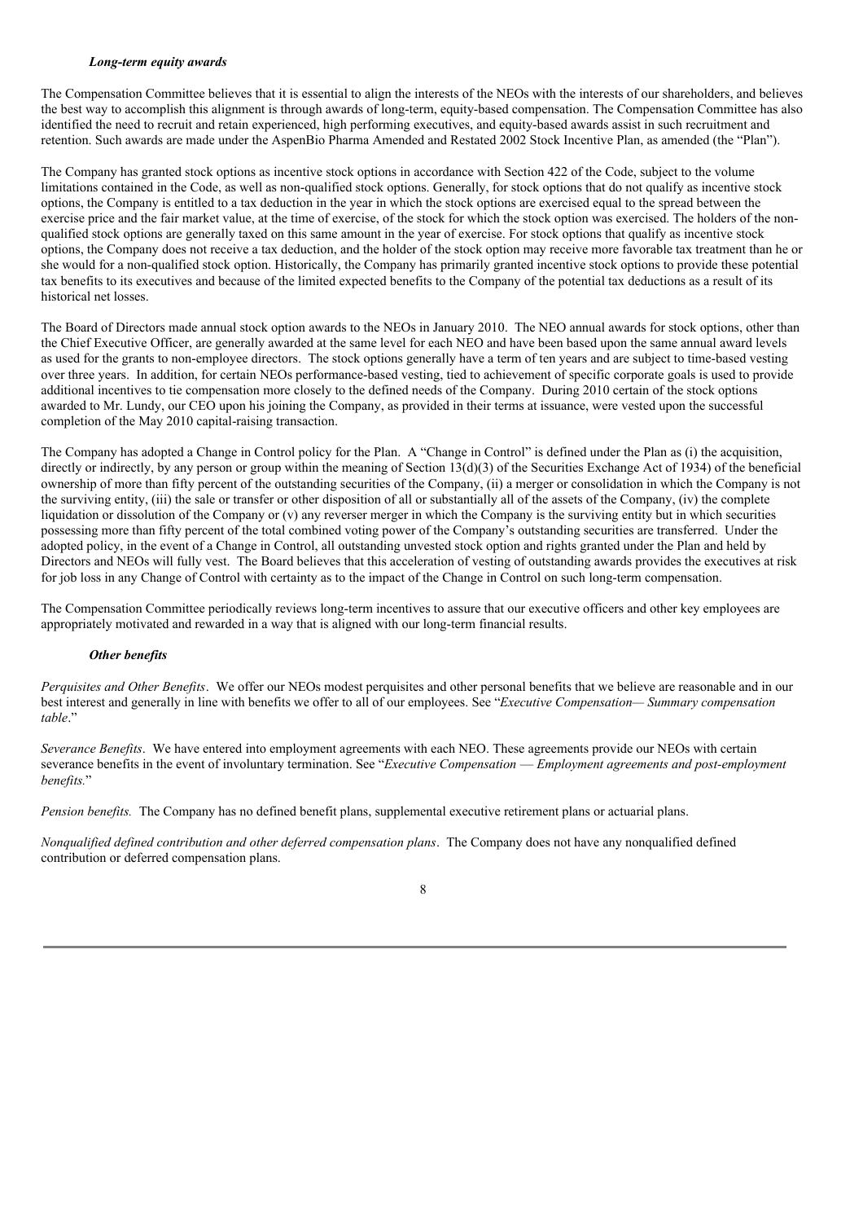### *Long-term equity awards*

The Compensation Committee believes that it is essential to align the interests of the NEOs with the interests of our shareholders, and believes the best way to accomplish this alignment is through awards of long-term, equity-based compensation. The Compensation Committee has also identified the need to recruit and retain experienced, high performing executives, and equity-based awards assist in such recruitment and retention. Such awards are made under the AspenBio Pharma Amended and Restated 2002 Stock Incentive Plan, as amended (the "Plan").

The Company has granted stock options as incentive stock options in accordance with Section 422 of the Code, subject to the volume limitations contained in the Code, as well as non-qualified stock options. Generally, for stock options that do not qualify as incentive stock options, the Company is entitled to a tax deduction in the year in which the stock options are exercised equal to the spread between the exercise price and the fair market value, at the time of exercise, of the stock for which the stock option was exercised. The holders of the non-qualified stock options are generally taxed on this same amount in the year of exercise. For stock options that qualify as incentive stock options, the Company does not receive a tax deduction, and the holder of the stock option may receive more favorable tax treatment than he or she would for a non-qualified stock option. Historically, the Company has primarily granted incentive stock options to provide these potential tax benefits to its executives and because of the limited expected benefits to the Company of the potential tax deductions as a result of its historical net losses.

The Board of Directors made annual stock option awards to the NEOs in January 2010. The NEO annual awards for stock options, other than the Chief Executive Officer, are generally awarded at the same level for each NEO and have been based upon the same annual award levels as used for the grants to non-employee directors. The stock options generally have a term of ten years and are subject to time-based vesting over three years. In addition, for certain NEOs performance-based vesting, tied to achievement of specific corporate goals is used to provide additional incentives to tie compensation more closely to the defined needs of the Company. During 2010 certain of the stock options awarded to Mr. Lundy, our CEO upon his joining the Company, as provided in their terms at issuance, were vested upon the successful completion of the May 2010 capital-raising transaction.

The Company has adopted a Change in Control policy for the Plan. A "Change in Control" is defined under the Plan as (i) the acquisition, directly or indirectly, by any person or group within the meaning of Section 13(d)(3) of the Securities Exchange Act of 1934) of the beneficial ownership of more than fifty percent of the outstanding securities of the Company, (ii) a merger or consolidation in which the Company is not the surviving entity, (iii) the sale or transfer or other disposition of all or substantially all of the assets of the Company, (iv) the complete liquidation or dissolution of the Company or (v) any reverser merger in which the Company is the surviving entity but in which securities possessing more than fifty percent of the total combined voting power of the Company's outstanding securities are transferred. Under the adopted policy, in the event of a Change in Control, all outstanding unvested stock option and rights granted under the Plan and held by Directors and NEOs will fully vest. The Board believes that this acceleration of vesting of outstanding awards provides the executives at risk for job loss in any Change of Control with certainty as to the impact of the Change in Control on such long-term compensation.

The Compensation Committee periodically reviews long-term incentives to assure that our executive officers and other key employees are appropriately motivated and rewarded in a way that is aligned with our long-term financial results.

### *Other benefits*

*Perquisites and Other Benefits*. We offer our NEOs modest perquisites and other personal benefits that we believe are reasonable and in our best interest and generally in line with benefits we offer to all of our employees. See "*Executive Compensation— Summary compensation table*."

*Severance Benefits*. We have entered into employment agreements with each NEO. These agreements provide our NEOs with certain severance benefits in the event of involuntary termination. See "*Executive Compensation — Employment agreements and post-employment benefits.*"

*Pension benefits.* The Company has no defined benefit plans, supplemental executive retirement plans or actuarial plans.

*Nonqualified defined contribution and other deferred compensation plans*. The Company does not have any nonqualified defined contribution or deferred compensation plans.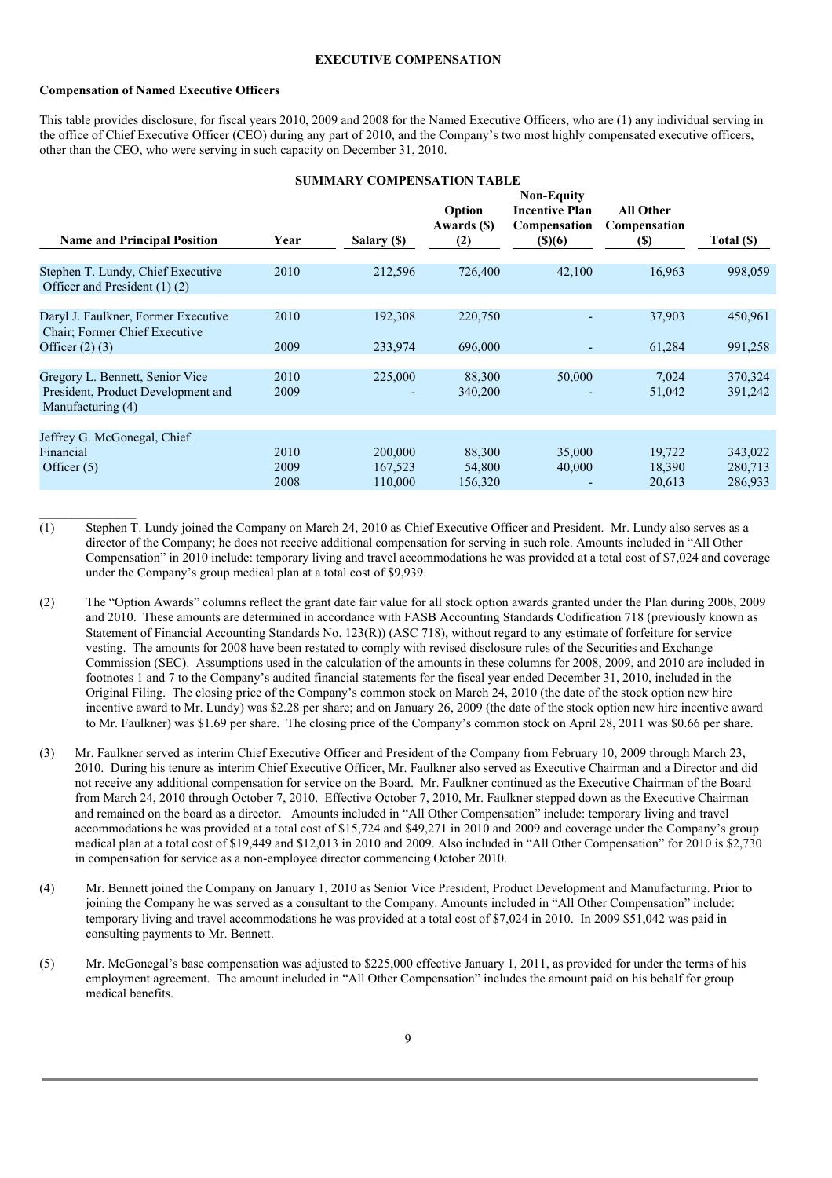## EXECUTIVE COMPENSATION

**Compensation of Named Executive Officers**

This table provides disclosure, for fiscal years 2010, 2009 and 2008 for the Named Executive Officers, who are (1) any individual serving in the office of Chief Executive Officer (CEO) during any part of 2010, and the Company's two most highly compensated executive officers, other than the CEO, who were serving in such capacity on December 31, 2010.

**SUMMARY COMPENSATION TABLE**

| Name and Principal Position | Year | Salary ($) | Option Awards ($) (2) | Non-Equity Incentive Plan Compensation ($)(6) | All Other Compensation ($) | Total ($) |
|---|---|---|---|---|---|---|
| Stephen T. Lundy, Chief Executive Officer and President (1) (2) | 2010 | 212,596 | 726,400 | 42,100 | 16,963 | 998,059 |
| Daryl J. Faulkner, Former Executive Chair; Former Chief Executive Officer (2) (3) | 2010 | 192,308 | 220,750 | - | 37,903 | 450,961 |
| | 2009 | 233,974 | 696,000 | - | 61,284 | 991,258 |
| Gregory L. Bennett, Senior Vice President, Product Development and Manufacturing (4) | 2010 | 225,000 | 88,300 | 50,000 | 7,024 | 370,324 |
| | 2009 | - | 340,200 | - | 51,042 | 391,242 |
| Jeffrey G. McGonegal, Chief Financial Officer (5) | 2010 | 200,000 | 88,300 | 35,000 | 19,722 | 343,022 |
| | 2009 | 167,523 | 54,800 | 40,000 | 18,390 | 280,713 |
| | 2008 | 110,000 | 156,320 | - | 20,613 | 286,933 |

(1) Stephen T. Lundy joined the Company on March 24, 2010 as Chief Executive Officer and President. Mr. Lundy also serves as a director of the Company; he does not receive additional compensation for serving in such role. Amounts included in "All Other Compensation" in 2010 include: temporary living and travel accommodations he was provided at a total cost of $7,024 and coverage under the Company's group medical plan at a total cost of $9,939.

(2) The "Option Awards" columns reflect the grant date fair value for all stock option awards granted under the Plan during 2008, 2009 and 2010. These amounts are determined in accordance with FASB Accounting Standards Codification 718 (previously known as Statement of Financial Accounting Standards No. 123(R)) (ASC 718), without regard to any estimate of forfeiture for service vesting. The amounts for 2008 have been restated to comply with revised disclosure rules of the Securities and Exchange Commission (SEC). Assumptions used in the calculation of the amounts in these columns for 2008, 2009, and 2010 are included in footnotes 1 and 7 to the Company's audited financial statements for the fiscal year ended December 31, 2010, included in the Original Filing. The closing price of the Company's common stock on March 24, 2010 (the date of the stock option new hire incentive award to Mr. Lundy) was $2.28 per share; and on January 26, 2009 (the date of the stock option new hire incentive award to Mr. Faulkner) was $1.69 per share. The closing price of the Company's common stock on April 28, 2011 was $0.66 per share.

(3) Mr. Faulkner served as interim Chief Executive Officer and President of the Company from February 10, 2009 through March 23, 2010. During his tenure as interim Chief Executive Officer, Mr. Faulkner also served as Executive Chairman and a Director and did not receive any additional compensation for service on the Board. Mr. Faulkner continued as the Executive Chairman of the Board from March 24, 2010 through October 7, 2010. Effective October 7, 2010, Mr. Faulkner stepped down as the Executive Chairman and remained on the board as a director. Amounts included in "All Other Compensation" include: temporary living and travel accommodations he was provided at a total cost of $15,724 and $49,271 in 2010 and 2009 and coverage under the Company's group medical plan at a total cost of $19,449 and $12,013 in 2010 and 2009. Also included in "All Other Compensation" for 2010 is $2,730 in compensation for service as a non-employee director commencing October 2010.

(4) Mr. Bennett joined the Company on January 1, 2010 as Senior Vice President, Product Development and Manufacturing. Prior to joining the Company he was served as a consultant to the Company. Amounts included in "All Other Compensation" include: temporary living and travel accommodations he was provided at a total cost of $7,024 in 2010. In 2009 $51,042 was paid in consulting payments to Mr. Bennett.

(5) Mr. McGonegal's base compensation was adjusted to $225,000 effective January 1, 2011, as provided for under the terms of his employment agreement. The amount included in "All Other Compensation" includes the amount paid on his behalf for group medical benefits.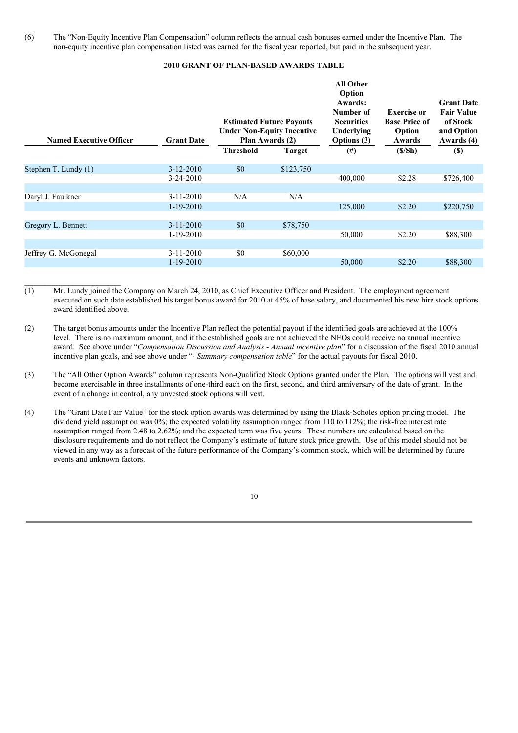(6) The "Non-Equity Incentive Plan Compensation" column reflects the annual cash bonuses earned under the Incentive Plan. The non-equity incentive plan compensation listed was earned for the fiscal year reported, but paid in the subsequent year.

**2010 GRANT OF PLAN-BASED AWARDS TABLE**

| Named Executive Officer | Grant Date | Estimated Future Payouts Under Non-Equity Incentive Plan Awards (2) | | All Other Option Awards: Number of Securities Underlying Options (3) | Exercise or Base Price of Option Awards | Grant Date Fair Value of Stock and Option Awards (4) |
|---|---|---|---|---|---|---|
| | | Threshold | Target | (#) | ($/Sh) | ($) |
| Stephen T. Lundy (1) | 3-12-2010 | $0 | $123,750 | | | |
| | 3-24-2010 | | | 400,000 | $2.28 | $726,400 |
| Daryl J. Faulkner | 3-11-2010 | N/A | N/A | | | |
| | 1-19-2010 | | | 125,000 | $2.20 | $220,750 |
| Gregory L. Bennett | 3-11-2010 | $0 | $78,750 | | | |
| | 1-19-2010 | | | 50,000 | $2.20 | $88,300 |
| Jeffrey G. McGonegal | 3-11-2010 | $0 | $60,000 | | | |
| | 1-19-2010 | | | 50,000 | $2.20 | $88,300 |

(1) Mr. Lundy joined the Company on March 24, 2010, as Chief Executive Officer and President. The employment agreement executed on such date established his target bonus award for 2010 at 45% of base salary, and documented his new hire stock options award identified above.

(2) The target bonus amounts under the Incentive Plan reflect the potential payout if the identified goals are achieved at the 100% level. There is no maximum amount, and if the established goals are not achieved the NEOs could receive no annual incentive award. See above under "*Compensation Discussion and Analysis - Annual incentive plan*" for a discussion of the fiscal 2010 annual incentive plan goals, and see above under "- *Summary compensation table*" for the actual payouts for fiscal 2010.

(3) The "All Other Option Awards" column represents Non-Qualified Stock Options granted under the Plan. The options will vest and become exercisable in three installments of one-third each on the first, second, and third anniversary of the date of grant. In the event of a change in control, any unvested stock options will vest.

(4) The "Grant Date Fair Value" for the stock option awards was determined by using the Black-Scholes option pricing model. The dividend yield assumption was 0%; the expected volatility assumption ranged from 110 to 112%; the risk-free interest rate assumption ranged from 2.48 to 2.62%; and the expected term was five years. These numbers are calculated based on the disclosure requirements and do not reflect the Company's estimate of future stock price growth. Use of this model should not be viewed in any way as a forecast of the future performance of the Company's common stock, which will be determined by future events and unknown factors.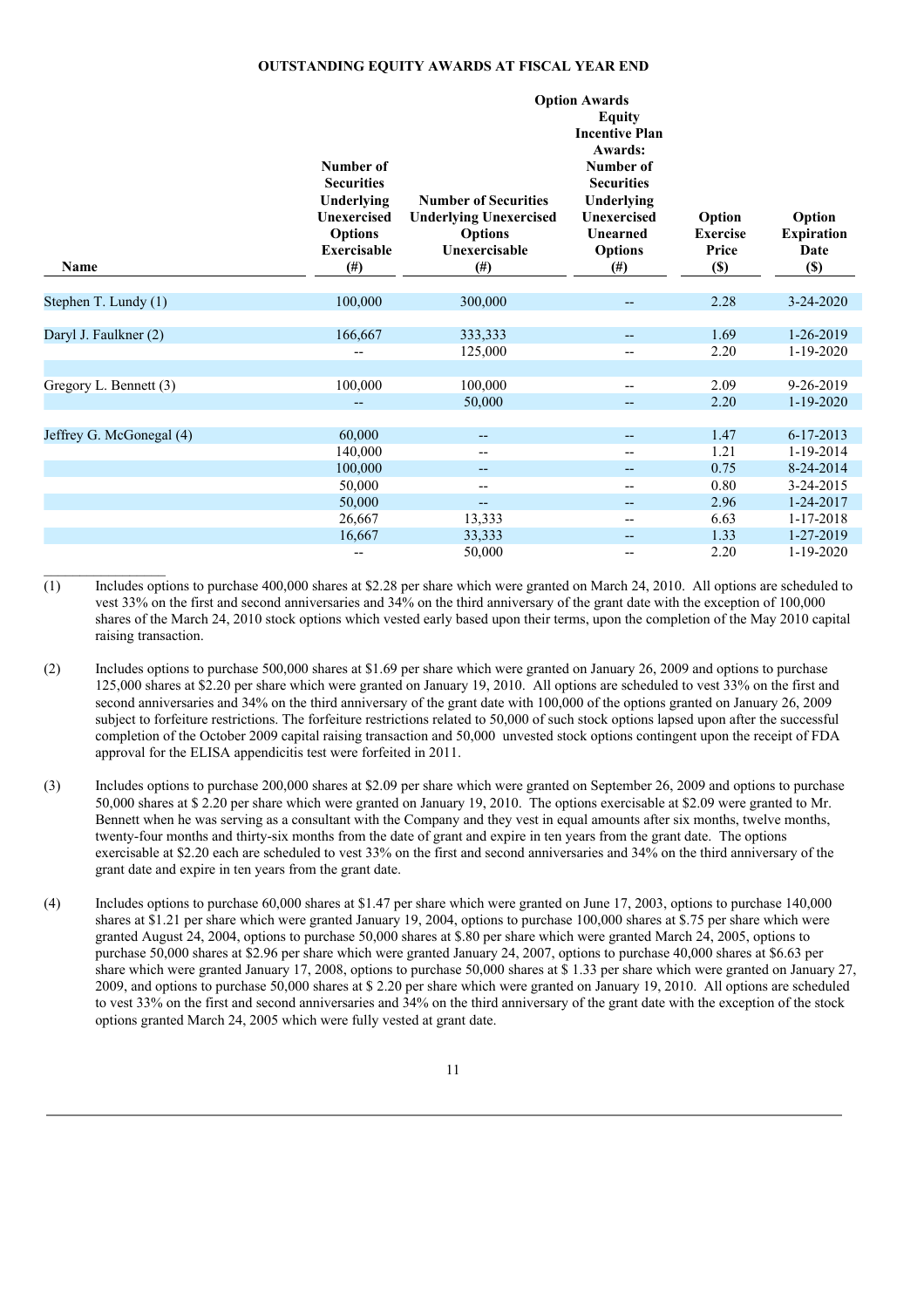**OUTSTANDING EQUITY AWARDS AT FISCAL YEAR END**

| | Option Awards | | | | |
|---|---|---|---|---|---|
| **Name** | **Number of Securities Underlying Unexercised Options Exercisable (#)** | **Number of Securities Underlying Unexercised Options Unexercisable (#)** | **Equity Incentive Plan Awards: Number of Securities Underlying Unexercised Unearned Options (#)** | **Option Exercise Price ($)** | **Option Expiration Date ($)** |
| Stephen T. Lundy (1) | 100,000 | 300,000 | -- | 2.28 | 3-24-2020 |
| Daryl J. Faulkner (2) | 166,667 | 333,333 | -- | 1.69 | 1-26-2019 |
| | -- | 125,000 | -- | 2.20 | 1-19-2020 |
| Gregory L. Bennett (3) | 100,000 | 100,000 | -- | 2.09 | 9-26-2019 |
| | -- | 50,000 | -- | 2.20 | 1-19-2020 |
| Jeffrey G. McGonegal (4) | 60,000 | -- | -- | 1.47 | 6-17-2013 |
| | 140,000 | -- | -- | 1.21 | 1-19-2014 |
| | 100,000 | -- | -- | 0.75 | 8-24-2014 |
| | 50,000 | -- | -- | 0.80 | 3-24-2015 |
| | 50,000 | -- | -- | 2.96 | 1-24-2017 |
| | 26,667 | 13,333 | -- | 6.63 | 1-17-2018 |
| | 16,667 | 33,333 | -- | 1.33 | 1-27-2019 |
| | -- | 50,000 | -- | 2.20 | 1-19-2020 |

(1) Includes options to purchase 400,000 shares at $2.28 per share which were granted on March 24, 2010. All options are scheduled to vest 33% on the first and second anniversaries and 34% on the third anniversary of the grant date with the exception of 100,000 shares of the March 24, 2010 stock options which vested early based upon their terms, upon the completion of the May 2010 capital raising transaction.

(2) Includes options to purchase 500,000 shares at $1.69 per share which were granted on January 26, 2009 and options to purchase 125,000 shares at $2.20 per share which were granted on January 19, 2010. All options are scheduled to vest 33% on the first and second anniversaries and 34% on the third anniversary of the grant date with 100,000 of the options granted on January 26, 2009 subject to forfeiture restrictions. The forfeiture restrictions related to 50,000 of such stock options lapsed upon after the successful completion of the October 2009 capital raising transaction and 50,000 unvested stock options contingent upon the receipt of FDA approval for the ELISA appendicitis test were forfeited in 2011.

(3) Includes options to purchase 200,000 shares at $2.09 per share which were granted on September 26, 2009 and options to purchase 50,000 shares at $ 2.20 per share which were granted on January 19, 2010. The options exercisable at $2.09 were granted to Mr. Bennett when he was serving as a consultant with the Company and they vest in equal amounts after six months, twelve months, twenty-four months and thirty-six months from the date of grant and expire in ten years from the grant date. The options exercisable at $2.20 each are scheduled to vest 33% on the first and second anniversaries and 34% on the third anniversary of the grant date and expire in ten years from the grant date.

(4) Includes options to purchase 60,000 shares at $1.47 per share which were granted on June 17, 2003, options to purchase 140,000 shares at $1.21 per share which were granted January 19, 2004, options to purchase 100,000 shares at $.75 per share which were granted August 24, 2004, options to purchase 50,000 shares at $.80 per share which were granted March 24, 2005, options to purchase 50,000 shares at $2.96 per share which were granted January 24, 2007, options to purchase 40,000 shares at $6.63 per share which were granted January 17, 2008, options to purchase 50,000 shares at $ 1.33 per share which were granted on January 27, 2009, and options to purchase 50,000 shares at $ 2.20 per share which were granted on January 19, 2010. All options are scheduled to vest 33% on the first and second anniversaries and 34% on the third anniversary of the grant date with the exception of the stock options granted March 24, 2005 which were fully vested at grant date.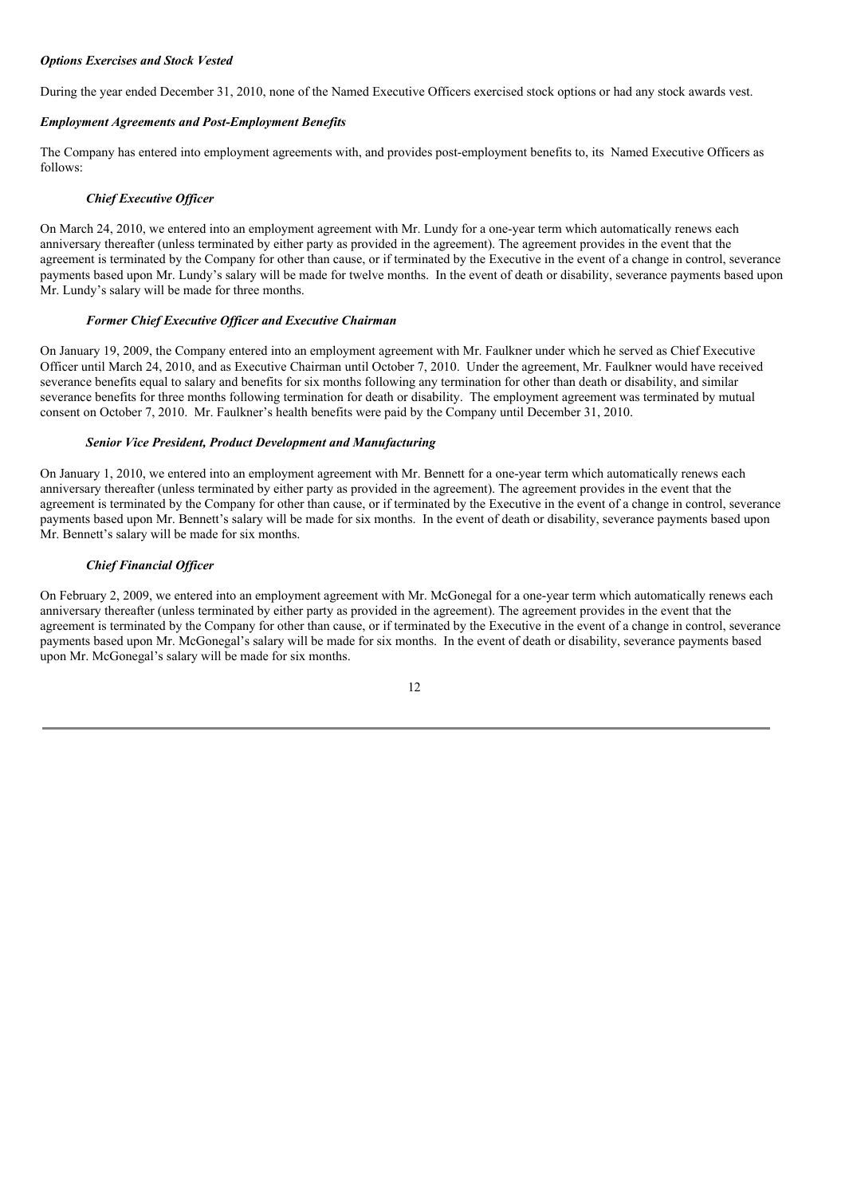### *Options Exercises and Stock Vested*

During the year ended December 31, 2010, none of the Named Executive Officers exercised stock options or had any stock awards vest.

### *Employment Agreements and Post-Employment Benefits*

The Company has entered into employment agreements with, and provides post-employment benefits to, its Named Executive Officers as follows:

#### *Chief Executive Officer*

On March 24, 2010, we entered into an employment agreement with Mr. Lundy for a one-year term which automatically renews each anniversary thereafter (unless terminated by either party as provided in the agreement). The agreement provides in the event that the agreement is terminated by the Company for other than cause, or if terminated by the Executive in the event of a change in control, severance payments based upon Mr. Lundy's salary will be made for twelve months. In the event of death or disability, severance payments based upon Mr. Lundy's salary will be made for three months.

#### *Former Chief Executive Officer and Executive Chairman*

On January 19, 2009, the Company entered into an employment agreement with Mr. Faulkner under which he served as Chief Executive Officer until March 24, 2010, and as Executive Chairman until October 7, 2010. Under the agreement, Mr. Faulkner would have received severance benefits equal to salary and benefits for six months following any termination for other than death or disability, and similar severance benefits for three months following termination for death or disability. The employment agreement was terminated by mutual consent on October 7, 2010. Mr. Faulkner's health benefits were paid by the Company until December 31, 2010.

#### *Senior Vice President, Product Development and Manufacturing*

On January 1, 2010, we entered into an employment agreement with Mr. Bennett for a one-year term which automatically renews each anniversary thereafter (unless terminated by either party as provided in the agreement). The agreement provides in the event that the agreement is terminated by the Company for other than cause, or if terminated by the Executive in the event of a change in control, severance payments based upon Mr. Bennett's salary will be made for six months. In the event of death or disability, severance payments based upon Mr. Bennett's salary will be made for six months.

#### *Chief Financial Officer*

On February 2, 2009, we entered into an employment agreement with Mr. McGonegal for a one-year term which automatically renews each anniversary thereafter (unless terminated by either party as provided in the agreement). The agreement provides in the event that the agreement is terminated by the Company for other than cause, or if terminated by the Executive in the event of a change in control, severance payments based upon Mr. McGonegal's salary will be made for six months. In the event of death or disability, severance payments based upon Mr. McGonegal's salary will be made for six months.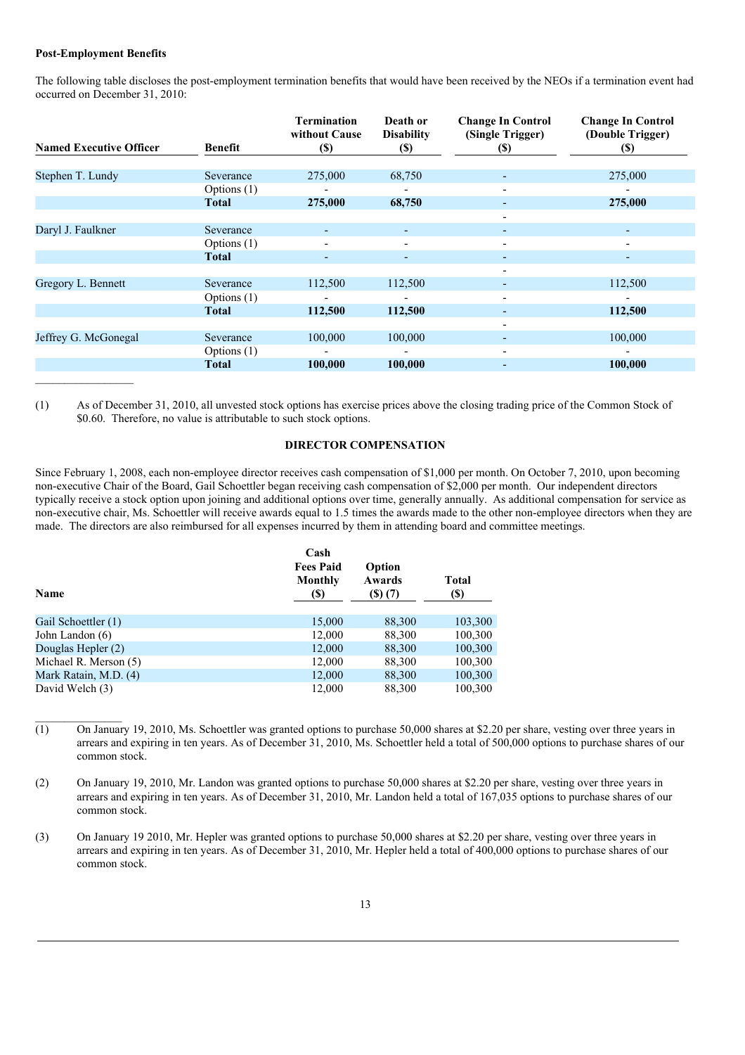**Post-Employment Benefits**

The following table discloses the post-employment termination benefits that would have been received by the NEOs if a termination event had occurred on December 31, 2010:

| Named Executive Officer | Benefit | Termination without Cause ($) | Death or Disability ($) | Change In Control (Single Trigger) ($) | Change In Control (Double Trigger) ($) |
|---|---|---|---|---|---|
| Stephen T. Lundy | Severance | 275,000 | 68,750 | - | 275,000 |
| | Options (1) | - | - | - | - |
| | **Total** | **275,000** | **68,750** | - | **275,000** |
| | | | | - | |
| Daryl J. Faulkner | Severance | - | - | - | - |
| | Options (1) | - | - | - | - |
| | **Total** | - | - | - | - |
| | | | | - | |
| Gregory L. Bennett | Severance | 112,500 | 112,500 | - | 112,500 |
| | Options (1) | - | - | - | - |
| | **Total** | **112,500** | **112,500** | - | **112,500** |
| | | | | - | |
| Jeffrey G. McGonegal | Severance | 100,000 | 100,000 | - | 100,000 |
| | Options (1) | - | - | - | - |
| | **Total** | **100,000** | **100,000** | - | **100,000** |

(1) As of December 31, 2010, all unvested stock options has exercise prices above the closing trading price of the Common Stock of $0.60. Therefore, no value is attributable to such stock options.

## DIRECTOR COMPENSATION

Since February 1, 2008, each non-employee director receives cash compensation of $1,000 per month. On October 7, 2010, upon becoming non-executive Chair of the Board, Gail Schoettler began receiving cash compensation of $2,000 per month. Our independent directors typically receive a stock option upon joining and additional options over time, generally annually. As additional compensation for service as non-executive chair, Ms. Schoettler will receive awards equal to 1.5 times the awards made to the other non-employee directors when they are made. The directors are also reimbursed for all expenses incurred by them in attending board and committee meetings.

| Name | Cash Fees Paid Monthly ($) | Option Awards ($) (7) | Total ($) |
|---|---|---|---|
| Gail Schoettler (1) | 15,000 | 88,300 | 103,300 |
| John Landon (6) | 12,000 | 88,300 | 100,300 |
| Douglas Hepler (2) | 12,000 | 88,300 | 100,300 |
| Michael R. Merson (5) | 12,000 | 88,300 | 100,300 |
| Mark Ratain, M.D. (4) | 12,000 | 88,300 | 100,300 |
| David Welch (3) | 12,000 | 88,300 | 100,300 |

(1) On January 19, 2010, Ms. Schoettler was granted options to purchase 50,000 shares at $2.20 per share, vesting over three years in arrears and expiring in ten years. As of December 31, 2010, Ms. Schoettler held a total of 500,000 options to purchase shares of our common stock.

(2) On January 19, 2010, Mr. Landon was granted options to purchase 50,000 shares at $2.20 per share, vesting over three years in arrears and expiring in ten years. As of December 31, 2010, Mr. Landon held a total of 167,035 options to purchase shares of our common stock.

(3) On January 19 2010, Mr. Hepler was granted options to purchase 50,000 shares at $2.20 per share, vesting over three years in arrears and expiring in ten years. As of December 31, 2010, Mr. Hepler held a total of 400,000 options to purchase shares of our common stock.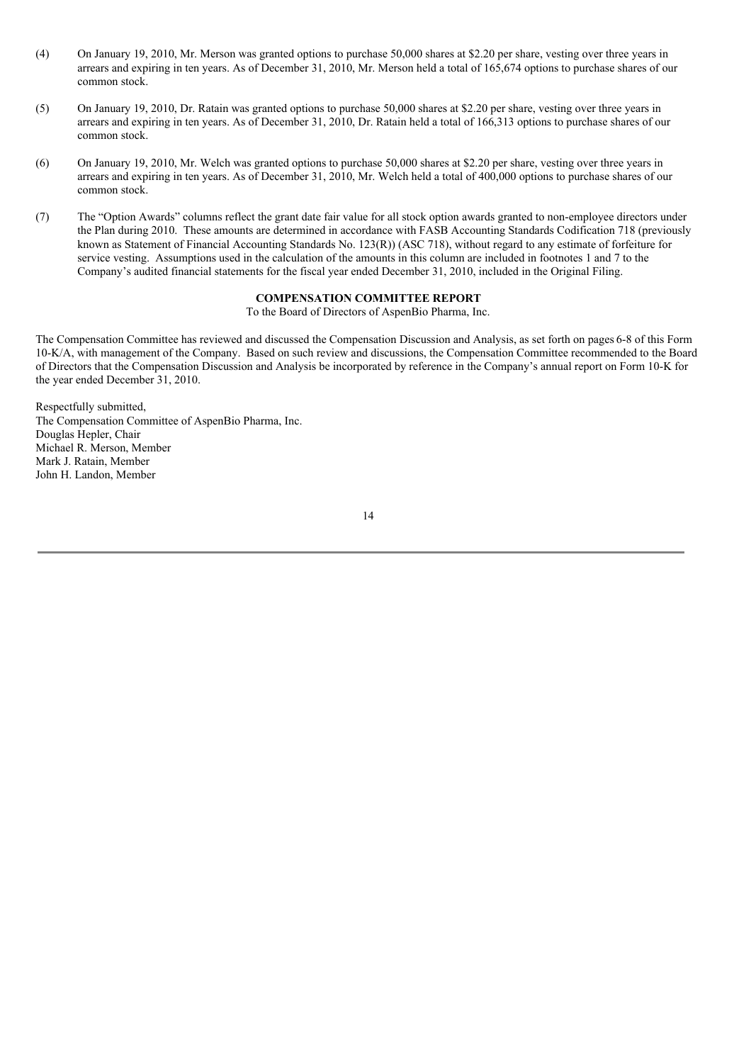(4) On January 19, 2010, Mr. Merson was granted options to purchase 50,000 shares at $2.20 per share, vesting over three years in arrears and expiring in ten years. As of December 31, 2010, Mr. Merson held a total of 165,674 options to purchase shares of our common stock.

(5) On January 19, 2010, Dr. Ratain was granted options to purchase 50,000 shares at $2.20 per share, vesting over three years in arrears and expiring in ten years. As of December 31, 2010, Dr. Ratain held a total of 166,313 options to purchase shares of our common stock.

(6) On January 19, 2010, Mr. Welch was granted options to purchase 50,000 shares at $2.20 per share, vesting over three years in arrears and expiring in ten years. As of December 31, 2010, Mr. Welch held a total of 400,000 options to purchase shares of our common stock.

(7) The "Option Awards" columns reflect the grant date fair value for all stock option awards granted to non-employee directors under the Plan during 2010. These amounts are determined in accordance with FASB Accounting Standards Codification 718 (previously known as Statement of Financial Accounting Standards No. 123(R)) (ASC 718), without regard to any estimate of forfeiture for service vesting. Assumptions used in the calculation of the amounts in this column are included in footnotes 1 and 7 to the Company's audited financial statements for the fiscal year ended December 31, 2010, included in the Original Filing.

## COMPENSATION COMMITTEE REPORT

To the Board of Directors of AspenBio Pharma, Inc.

The Compensation Committee has reviewed and discussed the Compensation Discussion and Analysis, as set forth on pages 6-8 of this Form 10-K/A, with management of the Company. Based on such review and discussions, the Compensation Committee recommended to the Board of Directors that the Compensation Discussion and Analysis be incorporated by reference in the Company's annual report on Form 10-K for the year ended December 31, 2010.

Respectfully submitted,
The Compensation Committee of AspenBio Pharma, Inc.
Douglas Hepler, Chair
Michael R. Merson, Member
Mark J. Ratain, Member
John H. Landon, Member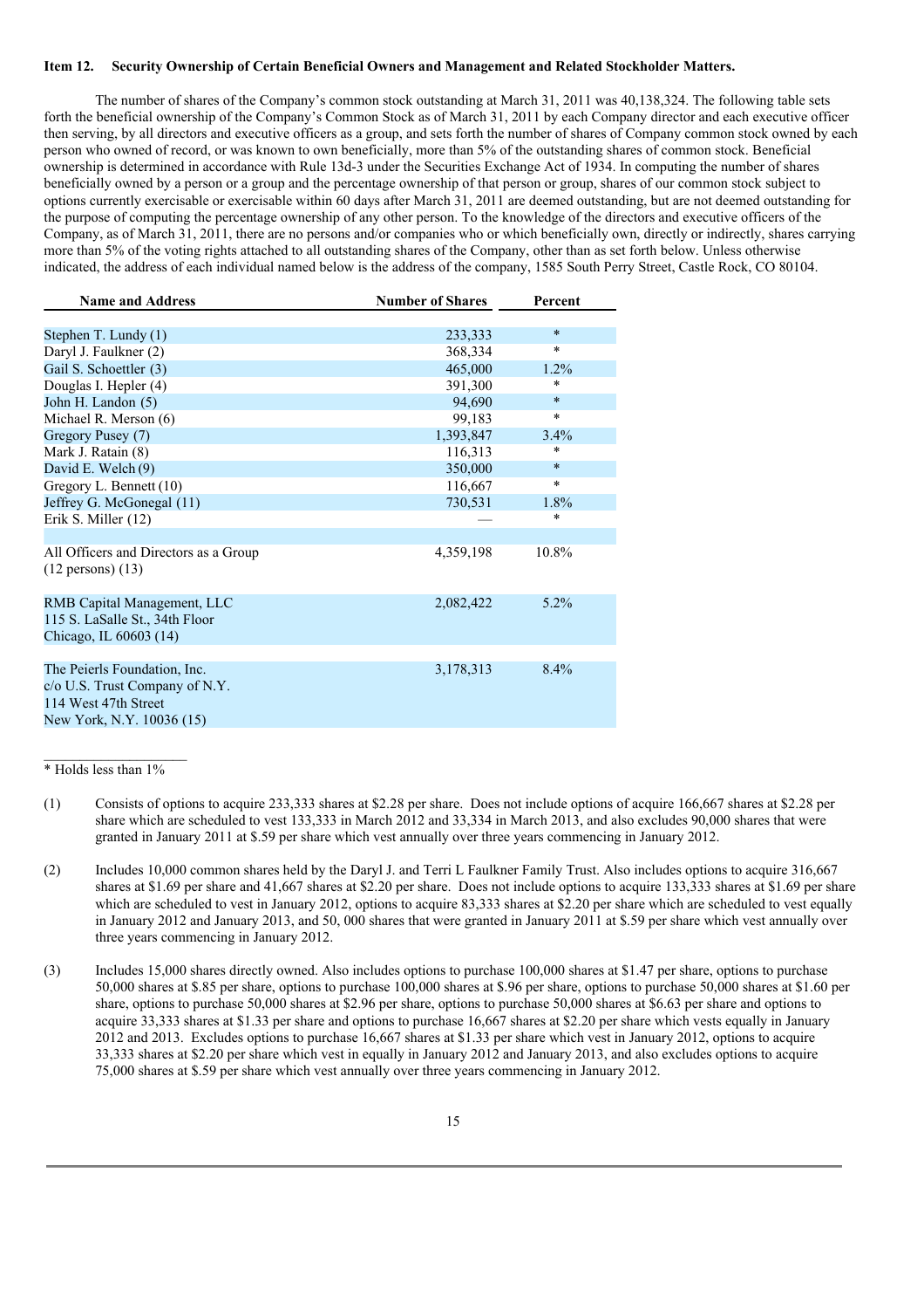### Item 12. Security Ownership of Certain Beneficial Owners and Management and Related Stockholder Matters.

The number of shares of the Company's common stock outstanding at March 31, 2011 was 40,138,324. The following table sets forth the beneficial ownership of the Company's Common Stock as of March 31, 2011 by each Company director and each executive officer then serving, by all directors and executive officers as a group, and sets forth the number of shares of Company common stock owned by each person who owned of record, or was known to own beneficially, more than 5% of the outstanding shares of common stock. Beneficial ownership is determined in accordance with Rule 13d-3 under the Securities Exchange Act of 1934. In computing the number of shares beneficially owned by a person or a group and the percentage ownership of that person or group, shares of our common stock subject to options currently exercisable or exercisable within 60 days after March 31, 2011 are deemed outstanding, but are not deemed outstanding for the purpose of computing the percentage ownership of any other person. To the knowledge of the directors and executive officers of the Company, as of March 31, 2011, there are no persons and/or companies who or which beneficially own, directly or indirectly, shares carrying more than 5% of the voting rights attached to all outstanding shares of the Company, other than as set forth below. Unless otherwise indicated, the address of each individual named below is the address of the company, 1585 South Perry Street, Castle Rock, CO 80104.

| Name and Address | Number of Shares | Percent |
|---|---|---|
| Stephen T. Lundy (1) | 233,333 | * |
| Daryl J. Faulkner (2) | 368,334 | * |
| Gail S. Schoettler (3) | 465,000 | 1.2% |
| Douglas I. Hepler (4) | 391,300 | * |
| John H. Landon (5) | 94,690 | * |
| Michael R. Merson (6) | 99,183 | * |
| Gregory Pusey (7) | 1,393,847 | 3.4% |
| Mark J. Ratain (8) | 116,313 | * |
| David E. Welch (9) | 350,000 | * |
| Gregory L. Bennett (10) | 116,667 | * |
| Jeffrey G. McGonegal (11) | 730,531 | 1.8% |
| Erik S. Miller (12) | — | * |
| All Officers and Directors as a Group (12 persons) (13) | 4,359,198 | 10.8% |
| RMB Capital Management, LLC<br>115 S. LaSalle St., 34th Floor<br>Chicago, IL 60603 (14) | 2,082,422 | 5.2% |
| The Peierls Foundation, Inc.<br>c/o U.S. Trust Company of N.Y.<br>114 West 47th Street<br>New York, N.Y. 10036 (15) | 3,178,313 | 8.4% |

\* Holds less than 1%

(1) Consists of options to acquire 233,333 shares at $2.28 per share. Does not include options of acquire 166,667 shares at $2.28 per share which are scheduled to vest 133,333 in March 2012 and 33,334 in March 2013, and also excludes 90,000 shares that were granted in January 2011 at $.59 per share which vest annually over three years commencing in January 2012.

(2) Includes 10,000 common shares held by the Daryl J. and Terri L Faulkner Family Trust. Also includes options to acquire 316,667 shares at $1.69 per share and 41,667 shares at $2.20 per share. Does not include options to acquire 133,333 shares at $1.69 per share which are scheduled to vest in January 2012, options to acquire 83,333 shares at $2.20 per share which are scheduled to vest equally in January 2012 and January 2013, and 50, 000 shares that were granted in January 2011 at $.59 per share which vest annually over three years commencing in January 2012.

(3) Includes 15,000 shares directly owned. Also includes options to purchase 100,000 shares at $1.47 per share, options to purchase 50,000 shares at $.85 per share, options to purchase 100,000 shares at $.96 per share, options to purchase 50,000 shares at $1.60 per share, options to purchase 50,000 shares at $2.96 per share, options to purchase 50,000 shares at $6.63 per share and options to acquire 33,333 shares at $1.33 per share and options to purchase 16,667 shares at $2.20 per share which vests equally in January 2012 and 2013. Excludes options to purchase 16,667 shares at $1.33 per share which vest in January 2012, options to acquire 33,333 shares at $2.20 per share which vest in equally in January 2012 and January 2013, and also excludes options to acquire 75,000 shares at $.59 per share which vest annually over three years commencing in January 2012.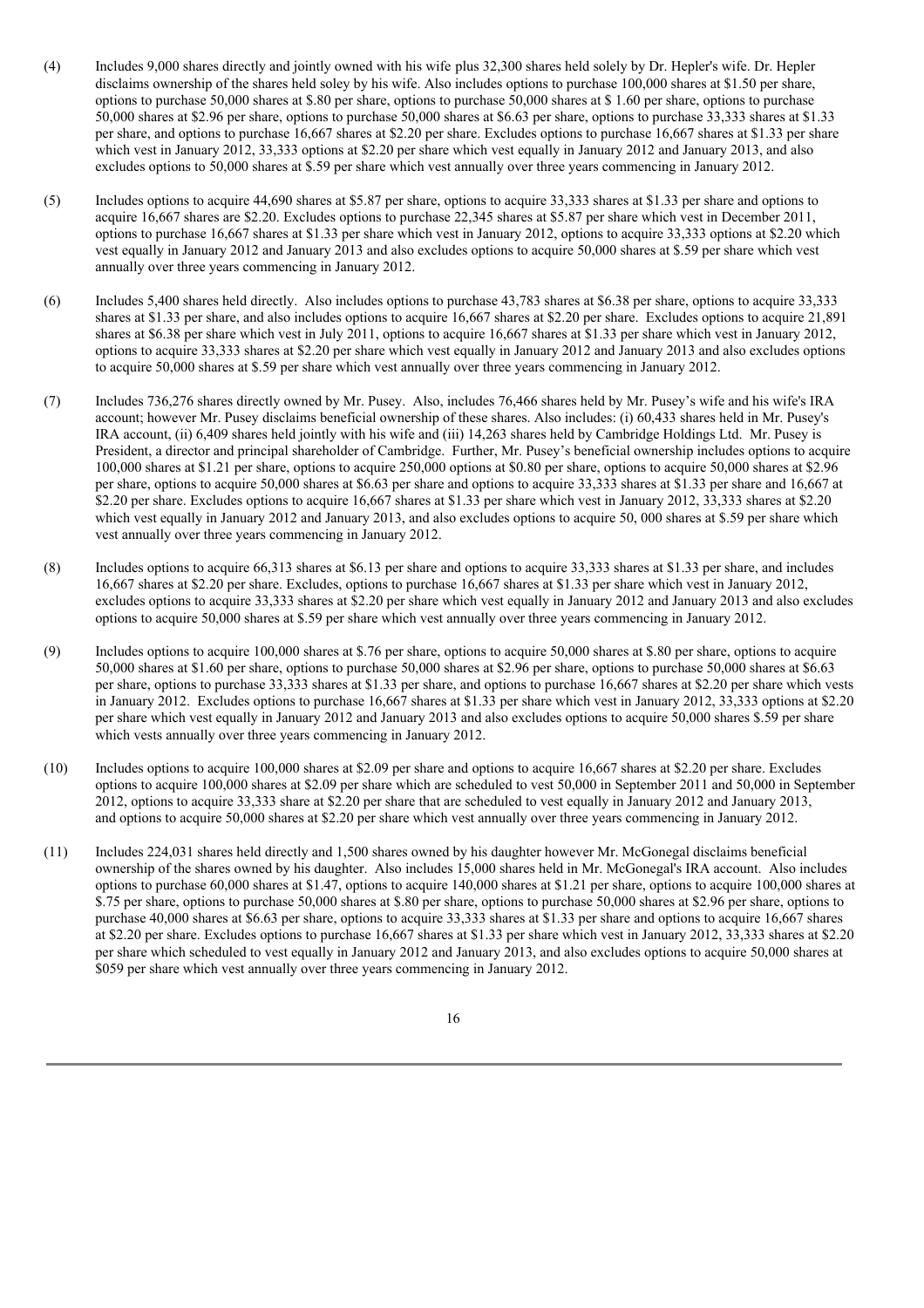(4) Includes 9,000 shares directly and jointly owned with his wife plus 32,300 shares held solely by Dr. Hepler's wife. Dr. Hepler disclaims ownership of the shares held soley by his wife. Also includes options to purchase 100,000 shares at $1.50 per share, options to purchase 50,000 shares at $.80 per share, options to purchase 50,000 shares at $ 1.60 per share, options to purchase 50,000 shares at $2.96 per share, options to purchase 50,000 shares at $6.63 per share, options to purchase 33,333 shares at $1.33 per share, and options to purchase 16,667 shares at $2.20 per share. Excludes options to purchase 16,667 shares at $1.33 per share which vest in January 2012, 33,333 options at $2.20 per share which vest equally in January 2012 and January 2013, and also excludes options to 50,000 shares at $.59 per share which vest annually over three years commencing in January 2012.

(5) Includes options to acquire 44,690 shares at $5.87 per share, options to acquire 33,333 shares at $1.33 per share and options to acquire 16,667 shares are $2.20. Excludes options to purchase 22,345 shares at $5.87 per share which vest in December 2011, options to purchase 16,667 shares at $1.33 per share which vest in January 2012, options to acquire 33,333 options at $2.20 which vest equally in January 2012 and January 2013 and also excludes options to acquire 50,000 shares at $.59 per share which vest annually over three years commencing in January 2012.

(6) Includes 5,400 shares held directly. Also includes options to purchase 43,783 shares at $6.38 per share, options to acquire 33,333 shares at $1.33 per share, and also includes options to acquire 16,667 shares at $2.20 per share. Excludes options to acquire 21,891 shares at $6.38 per share which vest in July 2011, options to acquire 16,667 shares at $1.33 per share which vest in January 2012, options to acquire 33,333 shares at $2.20 per share which vest equally in January 2012 and January 2013 and also excludes options to acquire 50,000 shares at $.59 per share which vest annually over three years commencing in January 2012.

(7) Includes 736,276 shares directly owned by Mr. Pusey. Also, includes 76,466 shares held by Mr. Pusey's wife and his wife's IRA account; however Mr. Pusey disclaims beneficial ownership of these shares. Also includes: (i) 60,433 shares held in Mr. Pusey's IRA account, (ii) 6,409 shares held jointly with his wife and (iii) 14,263 shares held by Cambridge Holdings Ltd. Mr. Pusey is President, a director and principal shareholder of Cambridge. Further, Mr. Pusey's beneficial ownership includes options to acquire 100,000 shares at $1.21 per share, options to acquire 250,000 options at $0.80 per share, options to acquire 50,000 shares at $2.96 per share, options to acquire 50,000 shares at $6.63 per share and options to acquire 33,333 shares at $1.33 per share and 16,667 at $2.20 per share. Excludes options to acquire 16,667 shares at $1.33 per share which vest in January 2012, 33,333 shares at $2.20 which vest equally in January 2012 and January 2013, and also excludes options to acquire 50, 000 shares at $.59 per share which vest annually over three years commencing in January 2012.

(8) Includes options to acquire 66,313 shares at $6.13 per share and options to acquire 33,333 shares at $1.33 per share, and includes 16,667 shares at $2.20 per share. Excludes, options to purchase 16,667 shares at $1.33 per share which vest in January 2012, excludes options to acquire 33,333 shares at $2.20 per share which vest equally in January 2012 and January 2013 and also excludes options to acquire 50,000 shares at $.59 per share which vest annually over three years commencing in January 2012.

(9) Includes options to acquire 100,000 shares at $.76 per share, options to acquire 50,000 shares at $.80 per share, options to acquire 50,000 shares at $1.60 per share, options to purchase 50,000 shares at $2.96 per share, options to purchase 50,000 shares at $6.63 per share, options to purchase 33,333 shares at $1.33 per share, and options to purchase 16,667 shares at $2.20 per share which vests in January 2012. Excludes options to purchase 16,667 shares at $1.33 per share which vest in January 2012, 33,333 options at $2.20 per share which vest equally in January 2012 and January 2013 and also excludes options to acquire 50,000 shares $.59 per share which vests annually over three years commencing in January 2012.

(10) Includes options to acquire 100,000 shares at $2.09 per share and options to acquire 16,667 shares at $2.20 per share. Excludes options to acquire 100,000 shares at $2.09 per share which are scheduled to vest 50,000 in September 2011 and 50,000 in September 2012, options to acquire 33,333 share at $2.20 per share that are scheduled to vest equally in January 2012 and January 2013, and options to acquire 50,000 shares at $2.20 per share which vest annually over three years commencing in January 2012.

(11) Includes 224,031 shares held directly and 1,500 shares owned by his daughter however Mr. McGonegal disclaims beneficial ownership of the shares owned by his daughter. Also includes 15,000 shares held in Mr. McGonegal's IRA account. Also includes options to purchase 60,000 shares at $1.47, options to acquire 140,000 shares at $1.21 per share, options to acquire 100,000 shares at $.75 per share, options to purchase 50,000 shares at $.80 per share, options to purchase 50,000 shares at $2.96 per share, options to purchase 40,000 shares at $6.63 per share, options to acquire 33,333 shares at $1.33 per share and options to acquire 16,667 shares at $2.20 per share. Excludes options to purchase 16,667 shares at $1.33 per share which vest in January 2012, 33,333 shares at $2.20 per share which scheduled to vest equally in January 2012 and January 2013, and also excludes options to acquire 50,000 shares at $059 per share which vest annually over three years commencing in January 2012.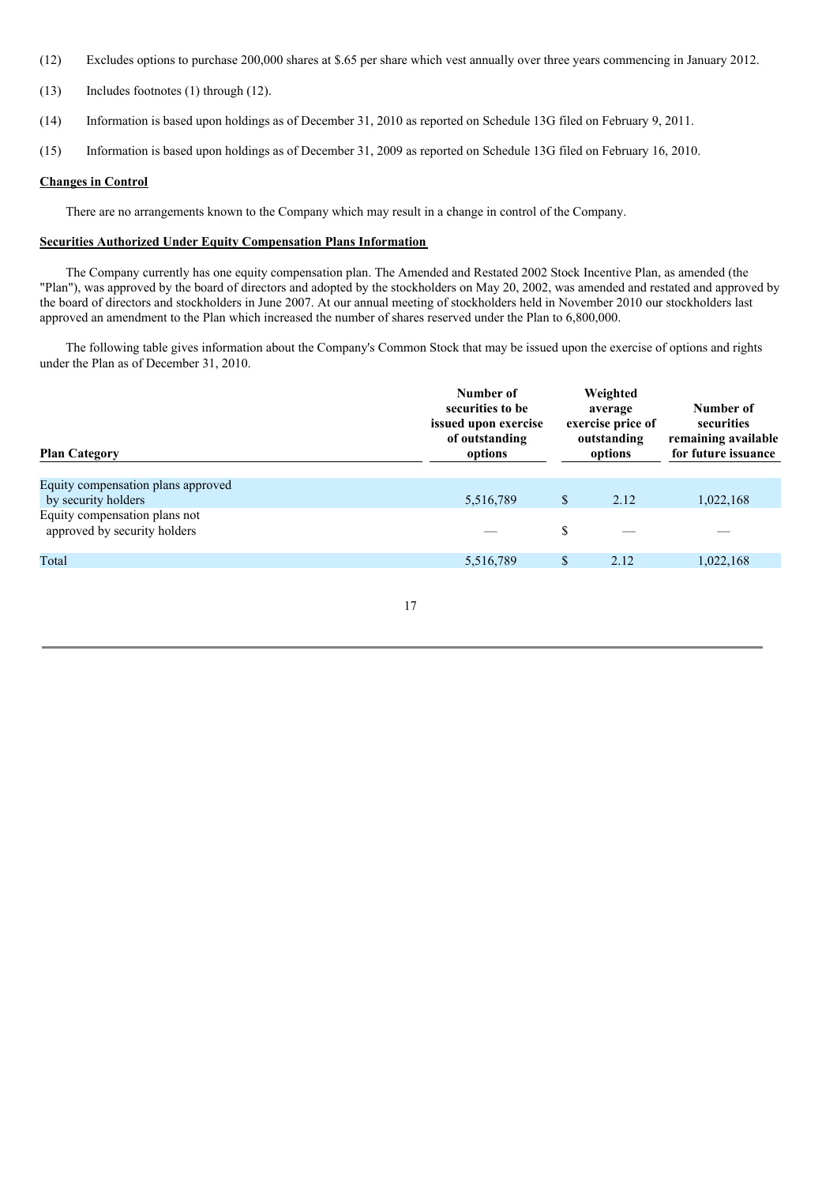(12) Excludes options to purchase 200,000 shares at $.65 per share which vest annually over three years commencing in January 2012.

(13) Includes footnotes (1) through (12).

(14) Information is based upon holdings as of December 31, 2010 as reported on Schedule 13G filed on February 9, 2011.

(15) Information is based upon holdings as of December 31, 2009 as reported on Schedule 13G filed on February 16, 2010.

**Changes in Control**

There are no arrangements known to the Company which may result in a change in control of the Company.

**Securities Authorized Under Equity Compensation Plans Information**

The Company currently has one equity compensation plan. The Amended and Restated 2002 Stock Incentive Plan, as amended (the "Plan"), was approved by the board of directors and adopted by the stockholders on May 20, 2002, was amended and restated and approved by the board of directors and stockholders in June 2007. At our annual meeting of stockholders held in November 2010 our stockholders last approved an amendment to the Plan which increased the number of shares reserved under the Plan to 6,800,000.

The following table gives information about the Company's Common Stock that may be issued upon the exercise of options and rights under the Plan as of December 31, 2010.

| Plan Category | Number of securities to be issued upon exercise of outstanding options | Weighted average exercise price of outstanding options | Number of securities remaining available for future issuance |
|---|---|---|---|
| Equity compensation plans approved by security holders | 5,516,789 | $ 2.12 | 1,022,168 |
| Equity compensation plans not approved by security holders | — | $ — | — |
| Total | 5,516,789 | $ 2.12 | 1,022,168 |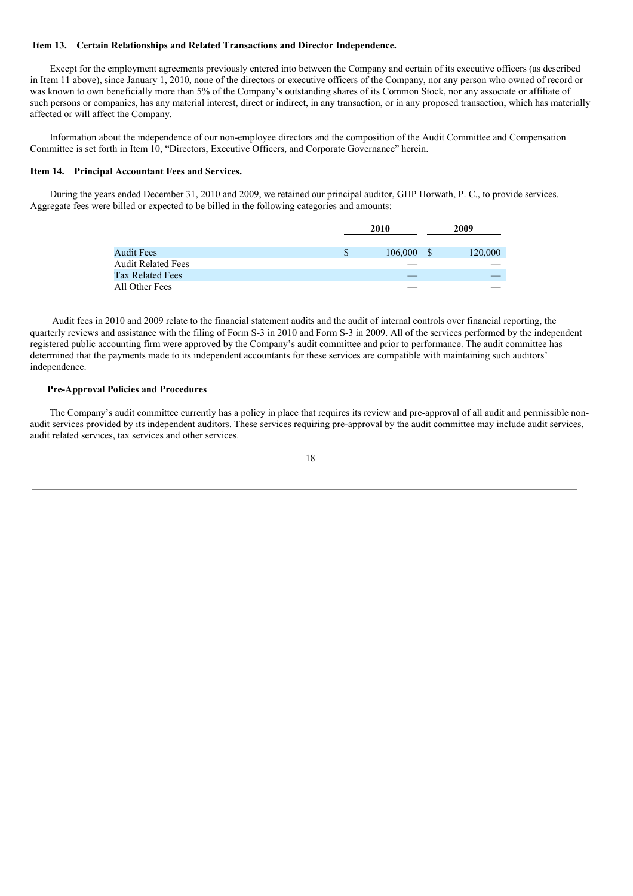### Item 13. Certain Relationships and Related Transactions and Director Independence.

Except for the employment agreements previously entered into between the Company and certain of its executive officers (as described in Item 11 above), since January 1, 2010, none of the directors or executive officers of the Company, nor any person who owned of record or was known to own beneficially more than 5% of the Company's outstanding shares of its Common Stock, nor any associate or affiliate of such persons or companies, has any material interest, direct or indirect, in any transaction, or in any proposed transaction, which has materially affected or will affect the Company.

Information about the independence of our non-employee directors and the composition of the Audit Committee and Compensation Committee is set forth in Item 10, "Directors, Executive Officers, and Corporate Governance" herein.

### Item 14. Principal Accountant Fees and Services.

During the years ended December 31, 2010 and 2009, we retained our principal auditor, GHP Horwath, P. C., to provide services. Aggregate fees were billed or expected to be billed in the following categories and amounts:

| | 2010 | 2009 |
|---|---|---|
| Audit Fees | $ 106,000 | $ 120,000 |
| Audit Related Fees | — | — |
| Tax Related Fees | — | — |
| All Other Fees | — | — |

Audit fees in 2010 and 2009 relate to the financial statement audits and the audit of internal controls over financial reporting, the quarterly reviews and assistance with the filing of Form S-3 in 2010 and Form S-3 in 2009. All of the services performed by the independent registered public accounting firm were approved by the Company's audit committee and prior to performance. The audit committee has determined that the payments made to its independent accountants for these services are compatible with maintaining such auditors' independence.

**Pre-Approval Policies and Procedures**

The Company's audit committee currently has a policy in place that requires its review and pre-approval of all audit and permissible non-audit services provided by its independent auditors. These services requiring pre-approval by the audit committee may include audit services, audit related services, tax services and other services.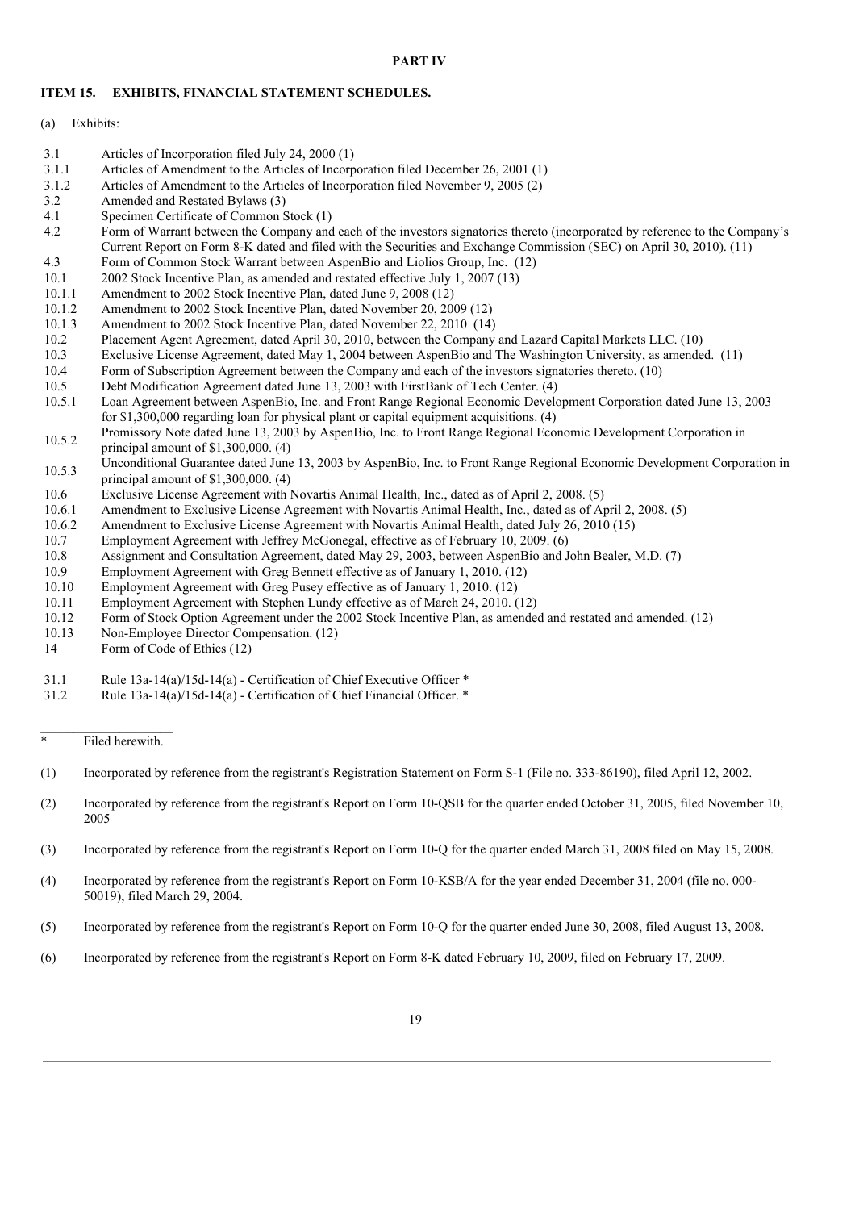**PART IV**

**ITEM 15. EXHIBITS, FINANCIAL STATEMENT SCHEDULES.**

(a) Exhibits:

| | |
|---|---|
| 3.1 | Articles of Incorporation filed July 24, 2000 (1) |
| 3.1.1 | Articles of Amendment to the Articles of Incorporation filed December 26, 2001 (1) |
| 3.1.2 | Articles of Amendment to the Articles of Incorporation filed November 9, 2005 (2) |
| 3.2 | Amended and Restated Bylaws (3) |
| 4.1 | Specimen Certificate of Common Stock (1) |
| 4.2 | Form of Warrant between the Company and each of the investors signatories thereto (incorporated by reference to the Company's Current Report on Form 8-K dated and filed with the Securities and Exchange Commission (SEC) on April 30, 2010). (11) |
| 4.3 | Form of Common Stock Warrant between AspenBio and Liolios Group, Inc. (12) |
| 10.1 | 2002 Stock Incentive Plan, as amended and restated effective July 1, 2007 (13) |
| 10.1.1 | Amendment to 2002 Stock Incentive Plan, dated June 9, 2008 (12) |
| 10.1.2 | Amendment to 2002 Stock Incentive Plan, dated November 20, 2009 (12) |
| 10.1.3 | Amendment to 2002 Stock Incentive Plan, dated November 22, 2010 (14) |
| 10.2 | Placement Agent Agreement, dated April 30, 2010, between the Company and Lazard Capital Markets LLC. (10) |
| 10.3 | Exclusive License Agreement, dated May 1, 2004 between AspenBio and The Washington University, as amended. (11) |
| 10.4 | Form of Subscription Agreement between the Company and each of the investors signatories thereto. (10) |
| 10.5 | Debt Modification Agreement dated June 13, 2003 with FirstBank of Tech Center. (4) |
| 10.5.1 | Loan Agreement between AspenBio, Inc. and Front Range Regional Economic Development Corporation dated June 13, 2003 for $1,300,000 regarding loan for physical plant or capital equipment acquisitions. (4) |
| 10.5.2 | Promissory Note dated June 13, 2003 by AspenBio, Inc. to Front Range Regional Economic Development Corporation in principal amount of $1,300,000. (4) |
| 10.5.3 | Unconditional Guarantee dated June 13, 2003 by AspenBio, Inc. to Front Range Regional Economic Development Corporation in principal amount of $1,300,000. (4) |
| 10.6 | Exclusive License Agreement with Novartis Animal Health, Inc., dated as of April 2, 2008. (5) |
| 10.6.1 | Amendment to Exclusive License Agreement with Novartis Animal Health, Inc., dated as of April 2, 2008. (5) |
| 10.6.2 | Amendment to Exclusive License Agreement with Novartis Animal Health, dated July 26, 2010 (15) |
| 10.7 | Employment Agreement with Jeffrey McGonegal, effective as of February 10, 2009. (6) |
| 10.8 | Assignment and Consultation Agreement, dated May 29, 2003, between AspenBio and John Bealer, M.D. (7) |
| 10.9 | Employment Agreement with Greg Bennett effective as of January 1, 2010. (12) |
| 10.10 | Employment Agreement with Greg Pusey effective as of January 1, 2010. (12) |
| 10.11 | Employment Agreement with Stephen Lundy effective as of March 24, 2010. (12) |
| 10.12 | Form of Stock Option Agreement under the 2002 Stock Incentive Plan, as amended and restated and amended. (12) |
| 10.13 | Non-Employee Director Compensation. (12) |
| 14 | Form of Code of Ethics (12) |
| 31.1 | Rule 13a-14(a)/15d-14(a) - Certification of Chief Executive Officer * |
| 31.2 | Rule 13a-14(a)/15d-14(a) - Certification of Chief Financial Officer. * |

\_\_\_\_\_\_\_\_\_\_\_\_\_\_\_\_\_\_\_\_

\* Filed herewith.

(1) Incorporated by reference from the registrant's Registration Statement on Form S-1 (File no. 333-86190), filed April 12, 2002.

(2) Incorporated by reference from the registrant's Report on Form 10-QSB for the quarter ended October 31, 2005, filed November 10, 2005

(3) Incorporated by reference from the registrant's Report on Form 10-Q for the quarter ended March 31, 2008 filed on May 15, 2008.

(4) Incorporated by reference from the registrant's Report on Form 10-KSB/A for the year ended December 31, 2004 (file no. 000-50019), filed March 29, 2004.

(5) Incorporated by reference from the registrant's Report on Form 10-Q for the quarter ended June 30, 2008, filed August 13, 2008.

(6) Incorporated by reference from the registrant's Report on Form 8-K dated February 10, 2009, filed on February 17, 2009.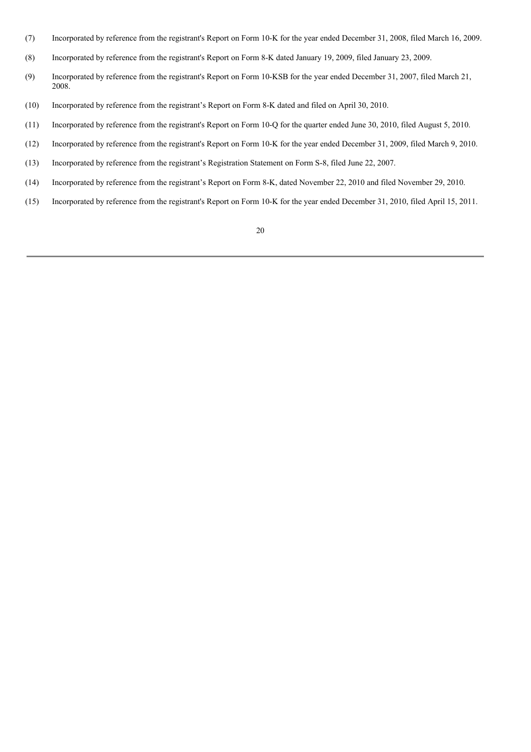(7) Incorporated by reference from the registrant's Report on Form 10-K for the year ended December 31, 2008, filed March 16, 2009.

(8) Incorporated by reference from the registrant's Report on Form 8-K dated January 19, 2009, filed January 23, 2009.

(9) Incorporated by reference from the registrant's Report on Form 10-KSB for the year ended December 31, 2007, filed March 21, 2008.

(10) Incorporated by reference from the registrant's Report on Form 8-K dated and filed on April 30, 2010.

(11) Incorporated by reference from the registrant's Report on Form 10-Q for the quarter ended June 30, 2010, filed August 5, 2010.

(12) Incorporated by reference from the registrant's Report on Form 10-K for the year ended December 31, 2009, filed March 9, 2010.

(13) Incorporated by reference from the registrant's Registration Statement on Form S-8, filed June 22, 2007.

(14) Incorporated by reference from the registrant's Report on Form 8-K, dated November 22, 2010 and filed November 29, 2010.

(15) Incorporated by reference from the registrant's Report on Form 10-K for the year ended December 31, 2010, filed April 15, 2011.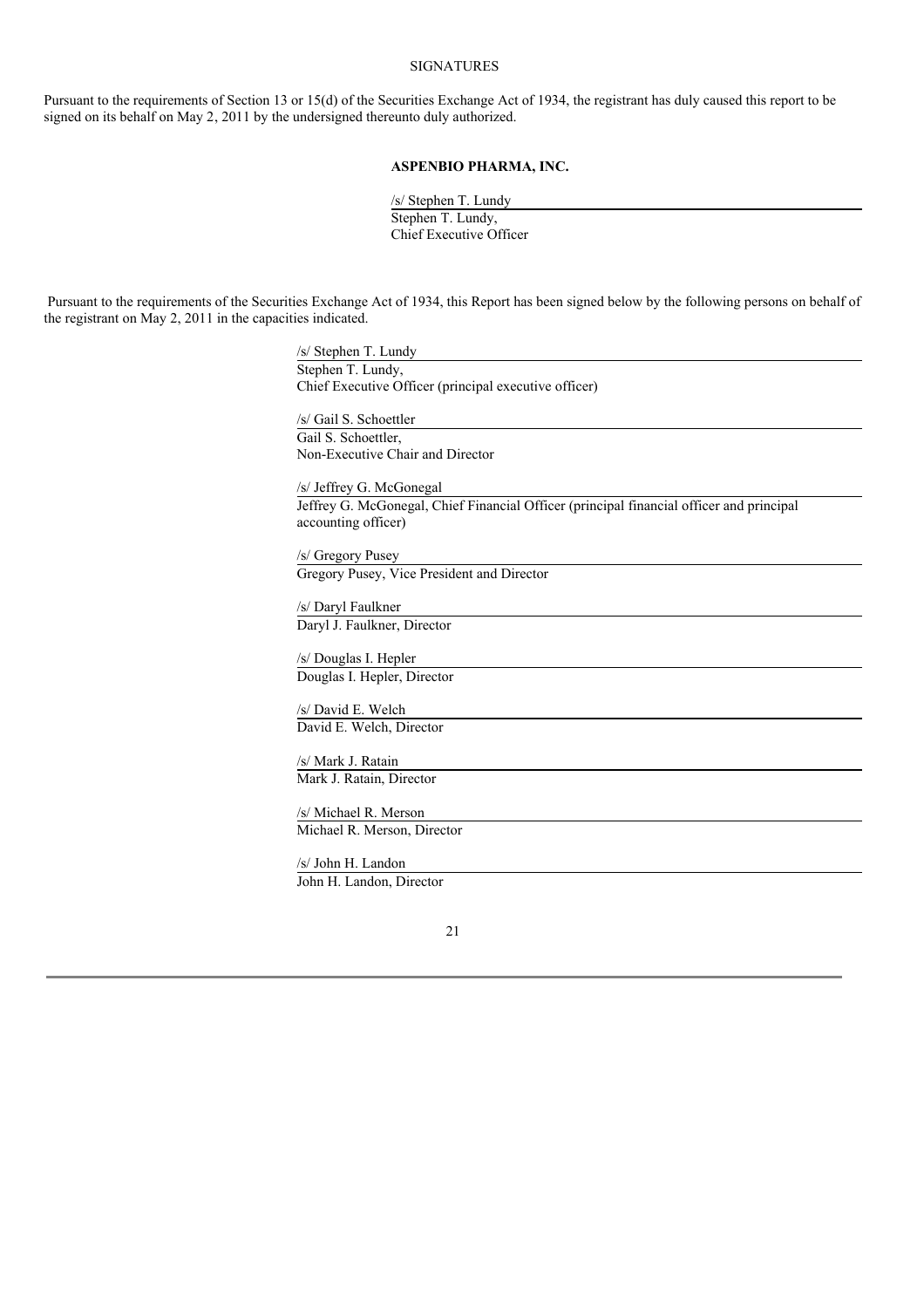SIGNATURES

Pursuant to the requirements of Section 13 or 15(d) of the Securities Exchange Act of 1934, the registrant has duly caused this report to be signed on its behalf on May 2, 2011 by the undersigned thereunto duly authorized.

**ASPENBIO PHARMA, INC.**

/s/ Stephen T. Lundy
Stephen T. Lundy,
Chief Executive Officer

Pursuant to the requirements of the Securities Exchange Act of 1934, this Report has been signed below by the following persons on behalf of the registrant on May 2, 2011 in the capacities indicated.

/s/ Stephen T. Lundy
Stephen T. Lundy,
Chief Executive Officer (principal executive officer)

/s/ Gail S. Schoettler
Gail S. Schoettler,
Non-Executive Chair and Director

/s/ Jeffrey G. McGonegal
Jeffrey G. McGonegal, Chief Financial Officer (principal financial officer and principal accounting officer)

/s/ Gregory Pusey
Gregory Pusey, Vice President and Director

/s/ Daryl Faulkner
Daryl J. Faulkner, Director

/s/ Douglas I. Hepler
Douglas I. Hepler, Director

/s/ David E. Welch
David E. Welch, Director

/s/ Mark J. Ratain
Mark J. Ratain, Director

/s/ Michael R. Merson
Michael R. Merson, Director

/s/ John H. Landon
John H. Landon, Director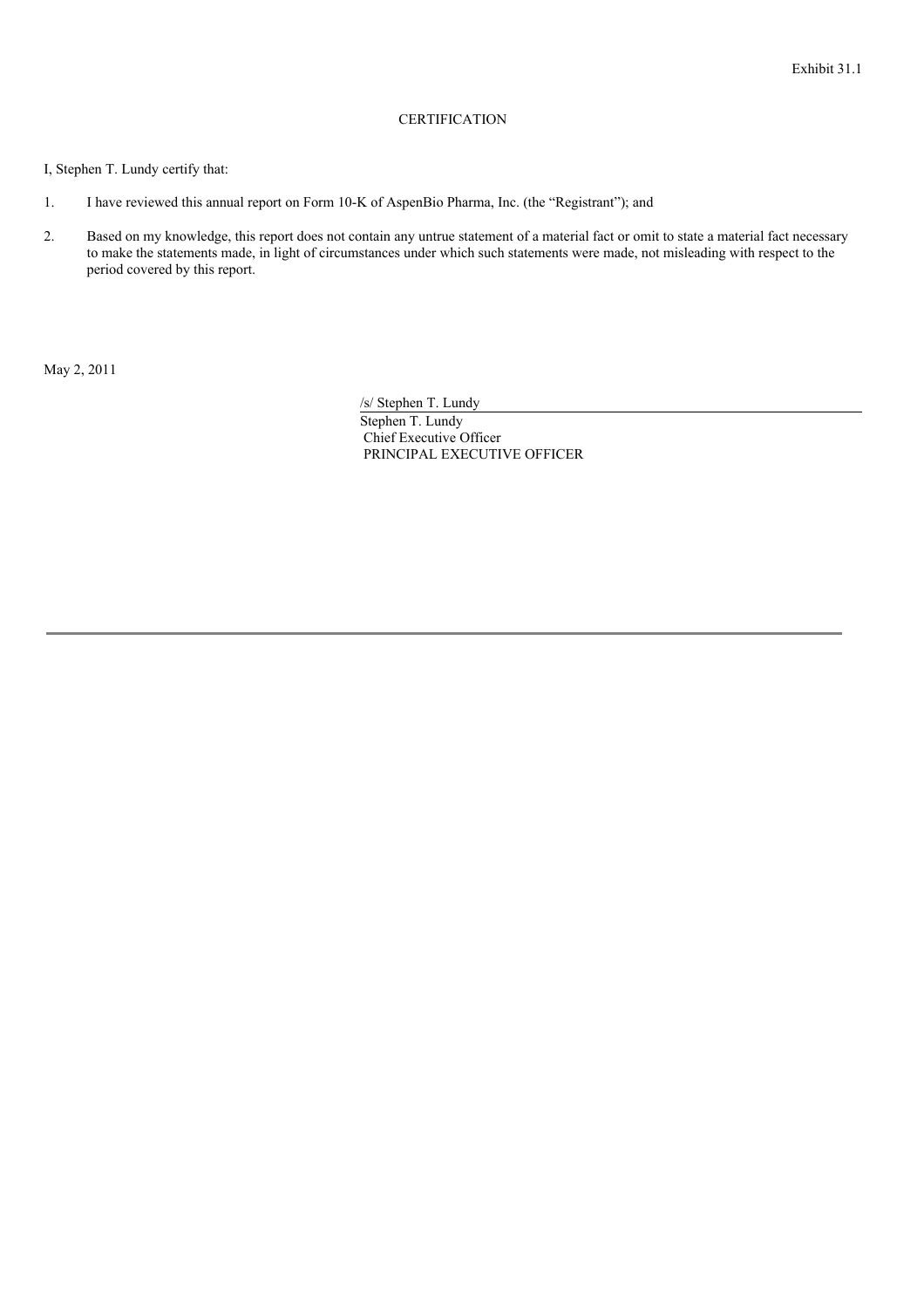Exhibit 31.1

CERTIFICATION

I, Stephen T. Lundy certify that:

1. I have reviewed this annual report on Form 10-K of AspenBio Pharma, Inc. (the "Registrant"); and

2. Based on my knowledge, this report does not contain any untrue statement of a material fact or omit to state a material fact necessary to make the statements made, in light of circumstances under which such statements were made, not misleading with respect to the period covered by this report.

May 2, 2011

/s/ Stephen T. Lundy
Stephen T. Lundy
Chief Executive Officer
PRINCIPAL EXECUTIVE OFFICER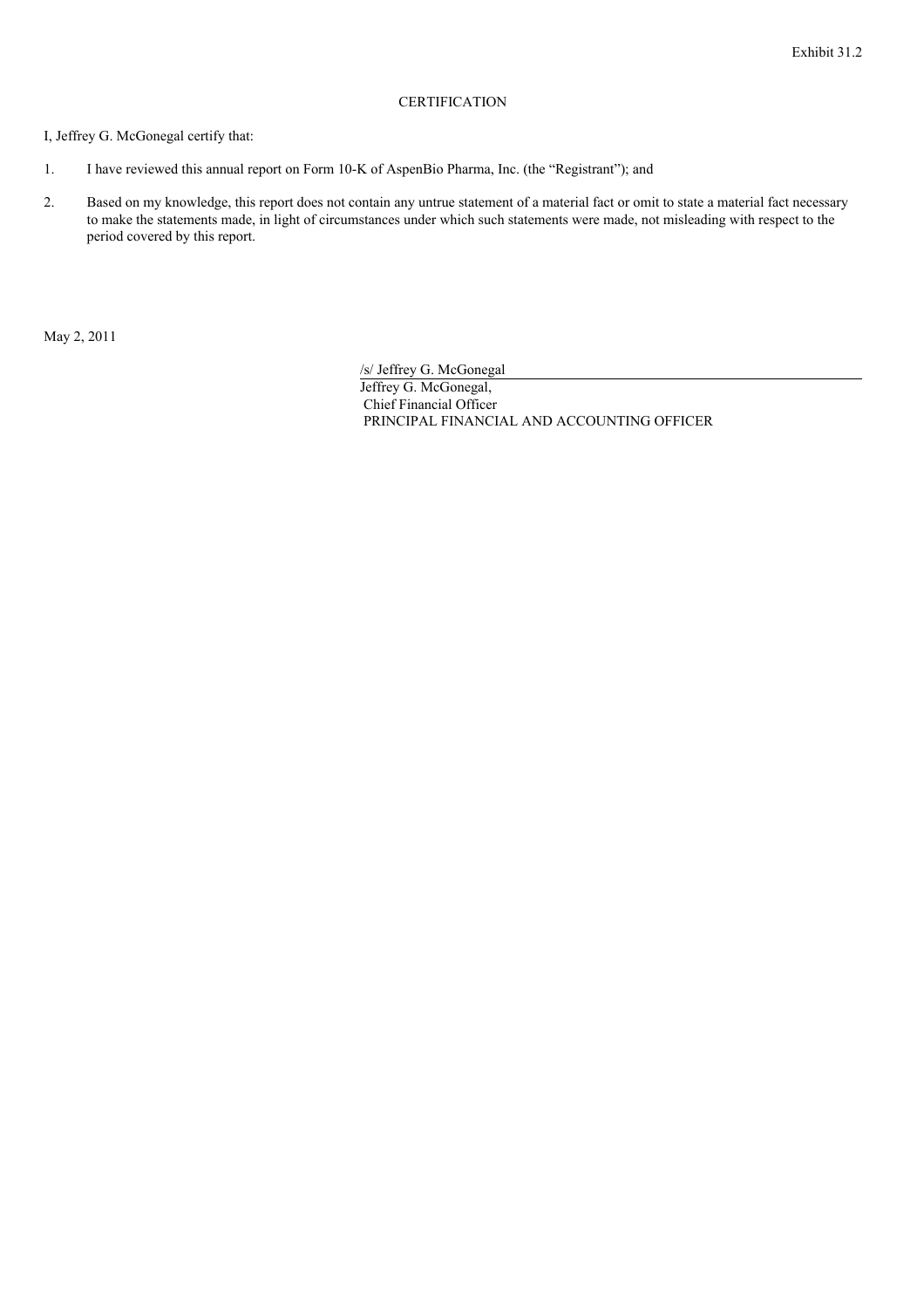Exhibit 31.2

CERTIFICATION

I, Jeffrey G. McGonegal certify that:

1. I have reviewed this annual report on Form 10-K of AspenBio Pharma, Inc. (the "Registrant"); and

2. Based on my knowledge, this report does not contain any untrue statement of a material fact or omit to state a material fact necessary to make the statements made, in light of circumstances under which such statements were made, not misleading with respect to the period covered by this report.

May 2, 2011

/s/ Jeffrey G. McGonegal
Jeffrey G. McGonegal,
Chief Financial Officer
PRINCIPAL FINANCIAL AND ACCOUNTING OFFICER